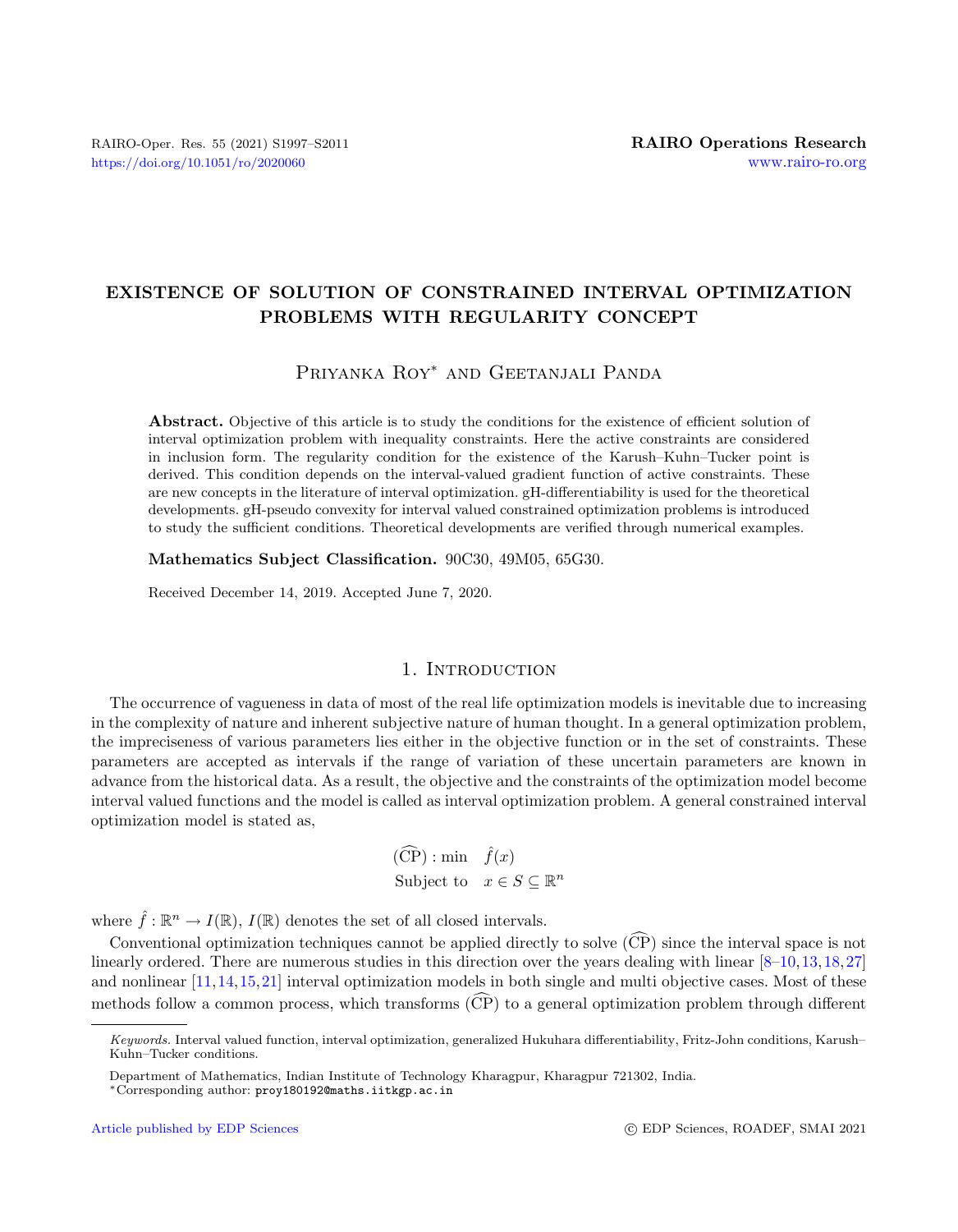# EXISTENCE OF SOLUTION OF CONSTRAINED INTERVAL OPTIMIZATION PROBLEMS WITH REGULARITY CONCEPT

Priyanka Roy* and Geetanjali Panda

**Abstract.** Objective of this article is to study the conditions for the existence of efficient solution of interval optimization problem with inequality constraints. Here the active constraints are considered in inclusion form. The regularity condition for the existence of the Karush–Kuhn–Tucker point is derived. This condition depends on the interval-valued gradient function of active constraints. These are new concepts in the literature of interval optimization. gH-differentiability is used for the theoretical developments. gH-pseudo convexity for interval valued constrained optimization problems is introduced to study the sufficient conditions. Theoretical developments are verified through numerical examples.

**Mathematics Subject Classification.** 90C30, 49M05, 65G30.

Received December 14, 2019. Accepted June 7, 2020.

## 1. Introduction

The occurrence of vagueness in data of most of the real life optimization models is inevitable due to increasing in the complexity of nature and inherent subjective nature of human thought. In a general optimization problem, the impreciseness of various parameters lies either in the objective function or in the set of constraints. These parameters are accepted as intervals if the range of variation of these uncertain parameters are known in advance from the historical data. As a result, the objective and the constraints of the optimization model become interval valued functions and the model is called as interval optimization problem. A general constrained interval optimization model is stated as,

$$
\begin{aligned}
(\widehat{\mathrm{CP}}) : \min \quad & \hat{f}(x) \\
\text{Subject to} \quad & x \in S \subseteq \mathbb{R}^n
\end{aligned}
$$

where $\hat{f} : \mathbb{R}^n \rightarrow I(\mathbb{R})$, $I(\mathbb{R})$ denotes the set of all closed intervals.

Conventional optimization techniques cannot be applied directly to solve $(\widehat{\mathrm{CP}})$ since the interval space is not linearly ordered. There are numerous studies in this direction over the years dealing with linear [8–10,13,18,27] and nonlinear [11,14,15,21] interval optimization models in both single and multi objective cases. Most of these methods follow a common process, which transforms $(\widehat{\mathrm{CP}})$ to a general optimization problem through different

---

*Keywords.* Interval valued function, interval optimization, generalized Hukuhara differentiability, Fritz-John conditions, Karush–Kuhn–Tucker conditions.

Department of Mathematics, Indian Institute of Technology Kharagpur, Kharagpur 721302, India.

*Corresponding author: proy180192@maths.iitkgp.ac.in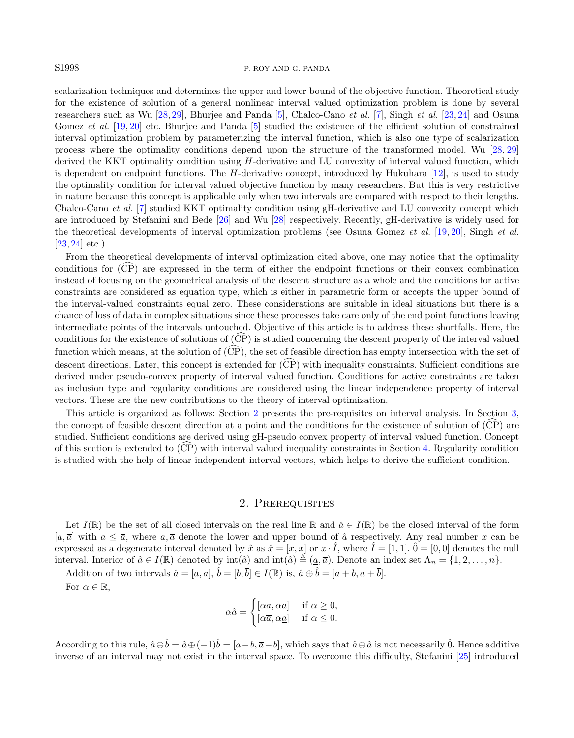scalarization techniques and determines the upper and lower bound of the objective function. Theoretical study for the existence of solution of a general nonlinear interval valued optimization problem is done by several researchers such as Wu [28,29], Bhurjee and Panda [5], Chalco-Cano *et al.* [7], Singh *et al.* [23,24] and Osuna Gomez *et al.* [19,20] etc. Bhurjee and Panda [5] studied the existence of the efficient solution of constrained interval optimization problem by parameterizing the interval function, which is also one type of scalarization process where the optimality conditions depend upon the structure of the transformed model. Wu [28,29] derived the KKT optimality condition using $H$-derivative and LU convexity of interval valued function, which is dependent on endpoint functions. The $H$-derivative concept, introduced by Hukuhara [12], is used to study the optimality condition for interval valued objective function by many researchers. But this is very restrictive in nature because this concept is applicable only when two intervals are compared with respect to their lengths. Chalco-Cano *et al.* [7] studied KKT optimality condition using gH-derivative and LU convexity concept which are introduced by Stefanini and Bede [26] and Wu [28] respectively. Recently, gH-derivative is widely used for the theoretical developments of interval optimization problems (see Osuna Gomez *et al.* [19,20], Singh *et al.* [23,24] etc.).

From the theoretical developments of interval optimization cited above, one may notice that the optimality conditions for $(\widehat{\text{CP}})$ are expressed in the term of either the endpoint functions or their convex combination instead of focusing on the geometrical analysis of the descent structure as a whole and the conditions for active constraints are considered as equation type, which is either in parametric form or accepts the upper bound of the interval-valued constraints equal zero. These considerations are suitable in ideal situations but there is a chance of loss of data in complex situations since these processes take care only of the end point functions leaving intermediate points of the intervals untouched. Objective of this article is to address these shortfalls. Here, the conditions for the existence of solutions of $(\widehat{\text{CP}})$ is studied concerning the descent property of the interval valued function which means, at the solution of $(\widehat{\text{CP}})$, the set of feasible direction has empty intersection with the set of descent directions. Later, this concept is extended for $(\widehat{\text{CP}})$ with inequality constraints. Sufficient conditions are derived under pseudo-convex property of interval valued function. Conditions for active constraints are taken as inclusion type and regularity conditions are considered using the linear independence property of interval vectors. These are the new contributions to the theory of interval optimization.

This article is organized as follows: Section 2 presents the pre-requisites on interval analysis. In Section 3, the concept of feasible descent direction at a point and the conditions for the existence of solution of $(\widehat{\text{CP}})$ are studied. Sufficient conditions are derived using gH-pseudo convex property of interval valued function. Concept of this section is extended to $(\widehat{\text{CP}})$ with interval valued inequality constraints in Section 4. Regularity condition is studied with the help of linear independent interval vectors, which helps to derive the sufficient condition.

## 2. Prerequisites

Let $I(\mathbb{R})$ be the set of all closed intervals on the real line $\mathbb{R}$ and $\hat{a} \in I(\mathbb{R})$ be the closed interval of the form $[\underline{a}, \overline{a}]$ with $\underline{a} \leq \overline{a}$, where $\underline{a}, \overline{a}$ denote the lower and upper bound of $\hat{a}$ respectively. Any real number $x$ can be expressed as a degenerate interval denoted by $\hat{x}$ as $\hat{x} = [x, x]$ or $x \cdot \hat{I}$, where $\hat{I} = [1, 1]$. $\hat{0} = [0, 0]$ denotes the null interval. Interior of $\hat{a} \in I(\mathbb{R})$ denoted by $\text{int}(\hat{a})$ and $\text{int}(\hat{a}) \triangleq (\underline{a}, \overline{a})$. Denote an index set $\Lambda_n = \{1, 2, \ldots, n\}$.

Addition of two intervals $\hat{a} = [\underline{a}, \overline{a}]$, $\hat{b} = [\underline{b}, \overline{b}] \in I(\mathbb{R})$ is, $\hat{a} \oplus \hat{b} = [\underline{a} + \underline{b}, \overline{a} + \overline{b}]$.

For $\alpha \in \mathbb{R}$,

$$\alpha \hat{a} = \begin{cases} [\alpha \underline{a}, \alpha \overline{a}] & \text{if } \alpha \geq 0, \\ [\alpha \overline{a}, \alpha \underline{a}] & \text{if } \alpha \leq 0. \end{cases}$$

According to this rule, $\hat{a} \ominus \hat{b} = \hat{a} \oplus (-1)\hat{b} = [\underline{a} - \overline{b}, \overline{a} - \underline{b}]$, which says that $\hat{a} \ominus \hat{a}$ is not necessarily $\hat{0}$. Hence additive inverse of an interval may not exist in the interval space. To overcome this difficulty, Stefanini [25] introduced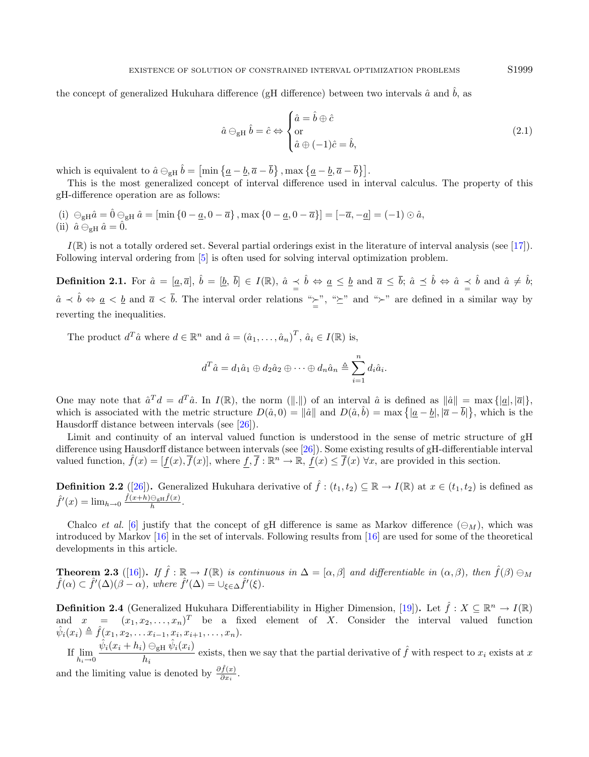the concept of generalized Hukuhara difference (gH difference) between two intervals $\hat{a}$ and $\hat{b}$, as

$$\hat{a} \ominus_{\mathrm{gH}} \hat{b} = \hat{c} \Leftrightarrow \begin{cases} \hat{a} = \hat{b} \oplus \hat{c} \\ \text{or} \\ \hat{a} \oplus (-1)\hat{c} = \hat{b}, \end{cases} \tag{2.1}$$

which is equivalent to $\hat{a} \ominus_{\mathrm{gH}} \hat{b} = \left[\min\left\{\underline{a} - \underline{b}, \overline{a} - \overline{b}\right\}, \max\left\{\underline{a} - \underline{b}, \overline{a} - \overline{b}\right\}\right]$.

This is the most generalized concept of interval difference used in interval calculus. The property of this gH-difference operation are as follows:

(i) $\ominus_{\mathrm{gH}} \hat{a} = \hat{0} \ominus_{\mathrm{gH}} \hat{a} = [\min\{0 - \underline{a}, 0 - \overline{a}\}, \max\{0 - \underline{a}, 0 - \overline{a}\}] = [-\overline{a}, -\underline{a}] = (-1) \odot \hat{a}$,
(ii) $\hat{a} \ominus_{\mathrm{gH}} \hat{a} = \hat{0}$.

$I(\mathbb{R})$ is not a totally ordered set. Several partial orderings exist in the literature of interval analysis (see [17]). Following interval ordering from [5] is often used for solving interval optimization problem.

**Definition 2.1.** For $\hat{a} = [\underline{a}, \overline{a}]$, $\hat{b} = [\underline{b}, \overline{b}] \in I(\mathbb{R})$, $\hat{a} \underset{=}{\prec} \hat{b} \Leftrightarrow \underline{a} \leq \underline{b}$ and $\overline{a} \leq \overline{b}$; $\hat{a} \preceq \hat{b} \Leftrightarrow \hat{a} \underset{=}{\prec} \hat{b}$ and $\hat{a} \neq \hat{b}$; $\hat{a} \prec \hat{b} \Leftrightarrow \underline{a} < \underline{b}$ and $\overline{a} < \overline{b}$. The interval order relations "$\underset{=}{\succ}$", "$\succeq$" and "$\succ$" are defined in a similar way by reverting the inequalities.

The product $d^T\hat{a}$ where $d \in \mathbb{R}^n$ and $\hat{a} = (\hat{a}_1, \ldots, \hat{a}_n)^T$, $\hat{a}_i \in I(\mathbb{R})$ is,

$$d^T\hat{a} = d_1\hat{a}_1 \oplus d_2\hat{a}_2 \oplus \cdots \oplus d_n\hat{a}_n \triangleq \sum_{i=1}^{n} d_i\hat{a}_i.$$

One may note that $\hat{a}^T d = d^T\hat{a}$. In $I(\mathbb{R})$, the norm $(\|.\|)$ of an interval $\hat{a}$ is defined as $\|\hat{a}\| = \max\{|\underline{a}|, |\overline{a}|\}$, which is associated with the metric structure $D(\hat{a}, 0) = \|\hat{a}\|$ and $D(\hat{a}, \hat{b}) = \max\left\{|\underline{a} - \underline{b}|, |\overline{a} - \overline{b}|\right\}$, which is the Hausdorff distance between intervals (see [26]).

Limit and continuity of an interval valued function is understood in the sense of metric structure of gH difference using Hausdorff distance between intervals (see [26]). Some existing results of gH-differentiable interval valued function, $\hat{f}(x) = [\underline{f}(x), \overline{f}(x)]$, where $\underline{f}, \overline{f} : \mathbb{R}^n \to \mathbb{R}$, $\underline{f}(x) \leq \overline{f}(x)\ \forall x$, are provided in this section.

**Definition 2.2** ([26])**.** Generalized Hukuhara derivative of $\hat{f} : (t_1, t_2) \subseteq \mathbb{R} \to I(\mathbb{R})$ at $x \in (t_1, t_2)$ is defined as $\hat{f}'(x) = \lim_{h \to 0} \frac{\hat{f}(x+h) \ominus_{\mathrm{gH}} \hat{f}(x)}{h}$.

Chalco *et al.* [6] justify that the concept of gH difference is same as Markov difference $(\ominus_M)$, which was introduced by Markov [16] in the set of intervals. Following results from [16] are used for some of the theoretical developments in this article.

**Theorem 2.3** ([16])**.** *If $\hat{f} : \mathbb{R} \to I(\mathbb{R})$ is continuous in $\Delta = [\alpha, \beta]$ and differentiable in $(\alpha, \beta)$, then $\hat{f}(\beta) \ominus_M \hat{f}(\alpha) \subset \hat{f}'(\Delta)(\beta - \alpha)$, where $\hat{f}'(\Delta) = \cup_{\xi \in \Delta} \hat{f}'(\xi)$.*

**Definition 2.4** (Generalized Hukuhara Differentiability in Higher Dimension, [19])**.** Let $\hat{f} : X \subseteq \mathbb{R}^n \to I(\mathbb{R})$ and $x = (x_1, x_2, \ldots, x_n)^T$ be a fixed element of $X$. Consider the interval valued function $\hat{\psi}_i(x_i) \triangleq \hat{f}(x_1, x_2, \ldots x_{i-1}, x_i, x_{i+1}, \ldots, x_n)$.

If $\lim\limits_{h_i \to 0} \dfrac{\hat{\psi}_i(x_i + h_i) \ominus_{\mathrm{gH}} \hat{\psi}_i(x_i)}{h_i}$ exists, then we say that the partial derivative of $\hat{f}$ with respect to $x_i$ exists at $x$ and the limiting value is denoted by $\frac{\partial \hat{f}(x)}{\partial x_i}$.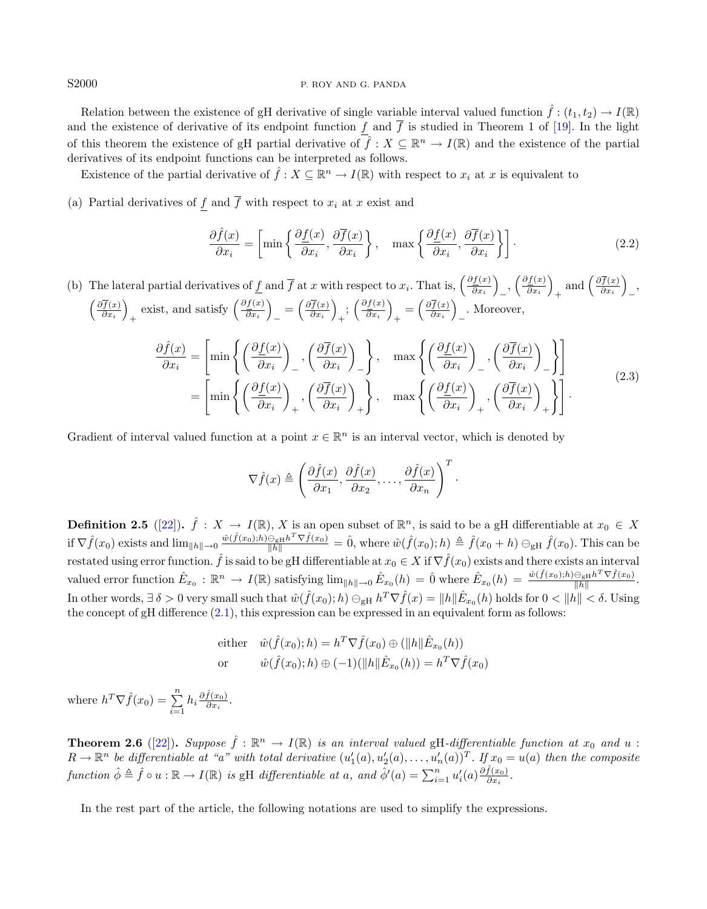Relation between the existence of gH derivative of single variable interval valued function $\hat{f} : (t_1, t_2) \to I(\mathbb{R})$ and the existence of derivative of its endpoint function $\underline{f}$ and $\overline{f}$ is studied in Theorem 1 of [19]. In the light of this theorem the existence of gH partial derivative of $\hat{f} : X \subseteq \mathbb{R}^n \to I(\mathbb{R})$ and the existence of the partial derivatives of its endpoint functions can be interpreted as follows.

Existence of the partial derivative of $\hat{f} : X \subseteq \mathbb{R}^n \to I(\mathbb{R})$ with respect to $x_i$ at $x$ is equivalent to

(a) Partial derivatives of $\underline{f}$ and $\overline{f}$ with respect to $x_i$ at $x$ exist and

$$\frac{\partial \hat{f}(x)}{\partial x_i} = \left[\min\left\{\frac{\partial \underline{f}(x)}{\partial x_i}, \frac{\partial \overline{f}(x)}{\partial x_i}\right\}, \quad \max\left\{\frac{\partial \underline{f}(x)}{\partial x_i}, \frac{\partial \overline{f}(x)}{\partial x_i}\right\}\right]. \tag{2.2}$$

(b) The lateral partial derivatives of $\underline{f}$ and $\overline{f}$ at $x$ with respect to $x_i$. That is, $\left(\frac{\partial \underline{f}(x)}{\partial x_i}\right)_-$, $\left(\frac{\partial \underline{f}(x)}{\partial x_i}\right)_+$ and $\left(\frac{\partial \overline{f}(x)}{\partial x_i}\right)_-$, $\left(\frac{\partial \overline{f}(x)}{\partial x_i}\right)_+$ exist, and satisfy $\left(\frac{\partial \underline{f}(x)}{\partial x_i}\right)_- = \left(\frac{\partial \overline{f}(x)}{\partial x_i}\right)_+$; $\left(\frac{\partial \underline{f}(x)}{\partial x_i}\right)_+ = \left(\frac{\partial \overline{f}(x)}{\partial x_i}\right)_-$. Moreover,

$$\begin{aligned}\frac{\partial \hat{f}(x)}{\partial x_i} &= \left[\min\left\{\left(\frac{\partial \underline{f}(x)}{\partial x_i}\right)_-, \left(\frac{\partial \overline{f}(x)}{\partial x_i}\right)_-\right\}, \quad \max\left\{\left(\frac{\partial \underline{f}(x)}{\partial x_i}\right)_-, \left(\frac{\partial \overline{f}(x)}{\partial x_i}\right)_-\right\}\right] \\ &= \left[\min\left\{\left(\frac{\partial \underline{f}(x)}{\partial x_i}\right)_+, \left(\frac{\partial \overline{f}(x)}{\partial x_i}\right)_+\right\}, \quad \max\left\{\left(\frac{\partial \underline{f}(x)}{\partial x_i}\right)_+, \left(\frac{\partial \overline{f}(x)}{\partial x_i}\right)_+\right\}\right].\end{aligned} \tag{2.3}$$

Gradient of interval valued function at a point $x \in \mathbb{R}^n$ is an interval vector, which is denoted by

$$\nabla \hat{f}(x) \triangleq \left(\frac{\partial \hat{f}(x)}{\partial x_1}, \frac{\partial \hat{f}(x)}{\partial x_2}, \ldots, \frac{\partial \hat{f}(x)}{\partial x_n}\right)^T.$$

**Definition 2.5** ([22]). $\hat{f} : X \to I(\mathbb{R})$, $X$ is an open subset of $\mathbb{R}^n$, is said to be a gH differentiable at $x_0 \in X$ if $\nabla \hat{f}(x_0)$ exists and $\lim_{\|h\| \to 0} \frac{\hat{w}(\hat{f}(x_0);h) \ominus_{\text{gH}} h^T \nabla \hat{f}(x_0)}{\|h\|} = \hat{0}$, where $\hat{w}(\hat{f}(x_0); h) \triangleq \hat{f}(x_0 + h) \ominus_{\text{gH}} \hat{f}(x_0)$. This can be restated using error function. $\hat{f}$ is said to be gH differentiable at $x_0 \in X$ if $\nabla \hat{f}(x_0)$ exists and there exists an interval valued error function $\hat{E}_{x_0} : \mathbb{R}^n \to I(\mathbb{R})$ satisfying $\lim_{\|h\| \to 0} \hat{E}_{x_0}(h) = \hat{0}$ where $\hat{E}_{x_0}(h) = \frac{\hat{w}(\hat{f}(x_0);h) \ominus_{\text{gH}} h^T \nabla \hat{f}(x_0)}{\|h\|}$. In other words, $\exists\, \delta > 0$ very small such that $\hat{w}(\hat{f}(x_0); h) \ominus_{\text{gH}} h^T \nabla \hat{f}(x) = \|h\| \hat{E}_{x_0}(h)$ holds for $0 < \|h\| < \delta$. Using the concept of gH difference (2.1), this expression can be expressed in an equivalent form as follows:

$$\begin{aligned}&\text{either} \quad \hat{w}(\hat{f}(x_0); h) = h^T \nabla \hat{f}(x_0) \oplus (\|h\| \hat{E}_{x_0}(h)) \\ &\text{or} \qquad\ \ \hat{w}(\hat{f}(x_0); h) \oplus (-1)(\|h\| \hat{E}_{x_0}(h)) = h^T \nabla \hat{f}(x_0)\end{aligned}$$

where $h^T \nabla \hat{f}(x_0) = \sum\limits_{i=1}^{n} h_i \frac{\partial \hat{f}(x_0)}{\partial x_i}$.

**Theorem 2.6** ([22]). *Suppose $\hat{f} : \mathbb{R}^n \to I(\mathbb{R})$ is an interval valued gH-differentiable function at $x_0$ and $u : R \to \mathbb{R}^n$ be differentiable at "a" with total derivative $(u_1'(a), u_2'(a), \ldots, u_n'(a))^T$. If $x_0 = u(a)$ then the composite function $\hat{\phi} \triangleq \hat{f} \circ u : \mathbb{R} \to I(\mathbb{R})$ is gH differentiable at $a$, and $\hat{\phi}'(a) = \sum_{i=1}^{n} u_i'(a) \frac{\partial \hat{f}(x_0)}{\partial x_i}$.*

In the rest part of the article, the following notations are used to simplify the expressions.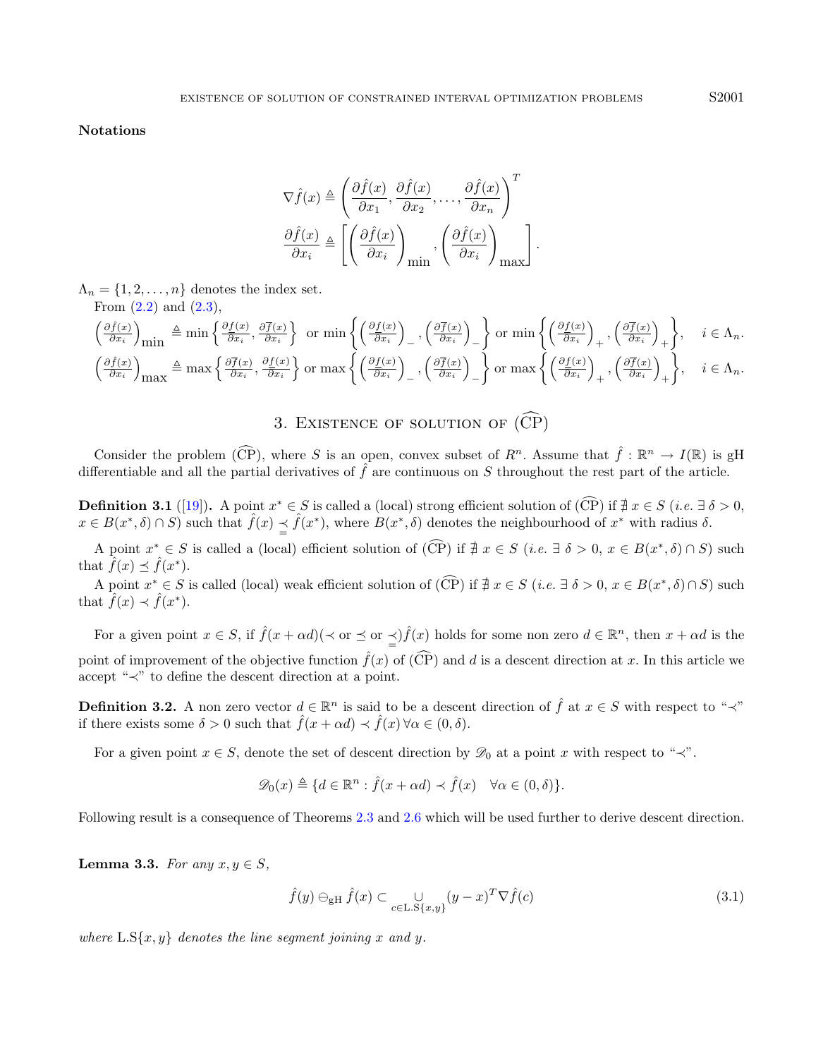**Notations**

$$\nabla \hat{f}(x) \triangleq \left( \frac{\partial \hat{f}(x)}{\partial x_1}, \frac{\partial \hat{f}(x)}{\partial x_2}, \ldots, \frac{\partial \hat{f}(x)}{\partial x_n} \right)^T$$

$$\frac{\partial \hat{f}(x)}{\partial x_i} \triangleq \left[ \left( \frac{\partial \hat{f}(x)}{\partial x_i} \right)_{\min}, \left( \frac{\partial \hat{f}(x)}{\partial x_i} \right)_{\max} \right].$$

$\Lambda_n = \{1, 2, \ldots, n\}$ denotes the index set.

From (2.2) and (2.3),

$$\left( \frac{\partial \hat{f}(x)}{\partial x_i} \right)_{\min} \triangleq \min \left\{ \frac{\partial \underline{f}(x)}{\partial x_i}, \frac{\partial \overline{f}(x)}{\partial x_i} \right\} \text{ or } \min \left\{ \left( \frac{\partial \underline{f}(x)}{\partial x_i} \right)_-, \left( \frac{\partial \overline{f}(x)}{\partial x_i} \right)_- \right\} \text{ or } \min \left\{ \left( \frac{\partial \underline{f}(x)}{\partial x_i} \right)_+, \left( \frac{\partial \overline{f}(x)}{\partial x_i} \right)_+ \right\}, \quad i \in \Lambda_n.$$

$$\left( \frac{\partial \hat{f}(x)}{\partial x_i} \right)_{\max} \triangleq \max \left\{ \frac{\partial \overline{f}(x)}{\partial x_i}, \frac{\partial \underline{f}(x)}{\partial x_i} \right\} \text{ or } \max \left\{ \left( \frac{\partial \underline{f}(x)}{\partial x_i} \right)_-, \left( \frac{\partial \overline{f}(x)}{\partial x_i} \right)_- \right\} \text{ or } \max \left\{ \left( \frac{\partial \underline{f}(x)}{\partial x_i} \right)_+, \left( \frac{\partial \overline{f}(x)}{\partial x_i} \right)_+ \right\}, \quad i \in \Lambda_n.$$

## 3. Existence of solution of $(\widehat{\text{CP}})$

Consider the problem $(\widehat{\text{CP}})$, where $S$ is an open, convex subset of $R^n$. Assume that $\hat{f} : \mathbb{R}^n \to I(\mathbb{R})$ is gH differentiable and all the partial derivatives of $\hat{f}$ are continuous on $S$ throughout the rest part of the article.

**Definition 3.1** ([19])**.** A point $x^* \in S$ is called a (local) strong efficient solution of $(\widehat{\text{CP}})$ if $\nexists\, x \in S$ (*i.e.* $\exists\, \delta > 0$, $x \in B(x^*, \delta) \cap S$) such that $\hat{f}(x) \underset{=}{\prec} \hat{f}(x^*)$, where $B(x^*, \delta)$ denotes the neighbourhood of $x^*$ with radius $\delta$.

A point $x^* \in S$ is called a (local) efficient solution of $(\widehat{\text{CP}})$ if $\nexists\, x \in S$ (*i.e.* $\exists\, \delta > 0$, $x \in B(x^*, \delta) \cap S$) such that $\hat{f}(x) \preceq \hat{f}(x^*)$.

A point $x^* \in S$ is called (local) weak efficient solution of $(\widehat{\text{CP}})$ if $\nexists\, x \in S$ (*i.e.* $\exists\, \delta > 0$, $x \in B(x^*, \delta) \cap S$) such that $\hat{f}(x) \prec \hat{f}(x^*)$.

For a given point $x \in S$, if $\hat{f}(x + \alpha d)(\prec \text{ or } \preceq \text{ or } \underset{=}{\prec})\hat{f}(x)$ holds for some non zero $d \in \mathbb{R}^n$, then $x + \alpha d$ is the point of improvement of the objective function $\hat{f}(x)$ of $(\widehat{\text{CP}})$ and $d$ is a descent direction at $x$. In this article we accept "$\prec$" to define the descent direction at a point.

**Definition 3.2.** A non zero vector $d \in \mathbb{R}^n$ is said to be a descent direction of $\hat{f}$ at $x \in S$ with respect to "$\prec$" if there exists some $\delta > 0$ such that $\hat{f}(x + \alpha d) \prec \hat{f}(x)\, \forall \alpha \in (0, \delta)$.

For a given point $x \in S$, denote the set of descent direction by $\mathscr{D}_0$ at a point $x$ with respect to "$\prec$".

$$\mathscr{D}_0(x) \triangleq \{d \in \mathbb{R}^n : \hat{f}(x + \alpha d) \prec \hat{f}(x) \quad \forall \alpha \in (0, \delta)\}.$$

Following result is a consequence of Theorems 2.3 and 2.6 which will be used further to derive descent direction.

**Lemma 3.3.** *For any $x, y \in S$,*

$$\hat{f}(y) \ominus_{\text{gH}} \hat{f}(x) \subset \bigcup_{c \in \text{L.S}\{x,y\}} (y - x)^T \nabla \hat{f}(c) \tag{3.1}$$

*where* $\text{L.S}\{x, y\}$ *denotes the line segment joining* $x$ *and* $y$.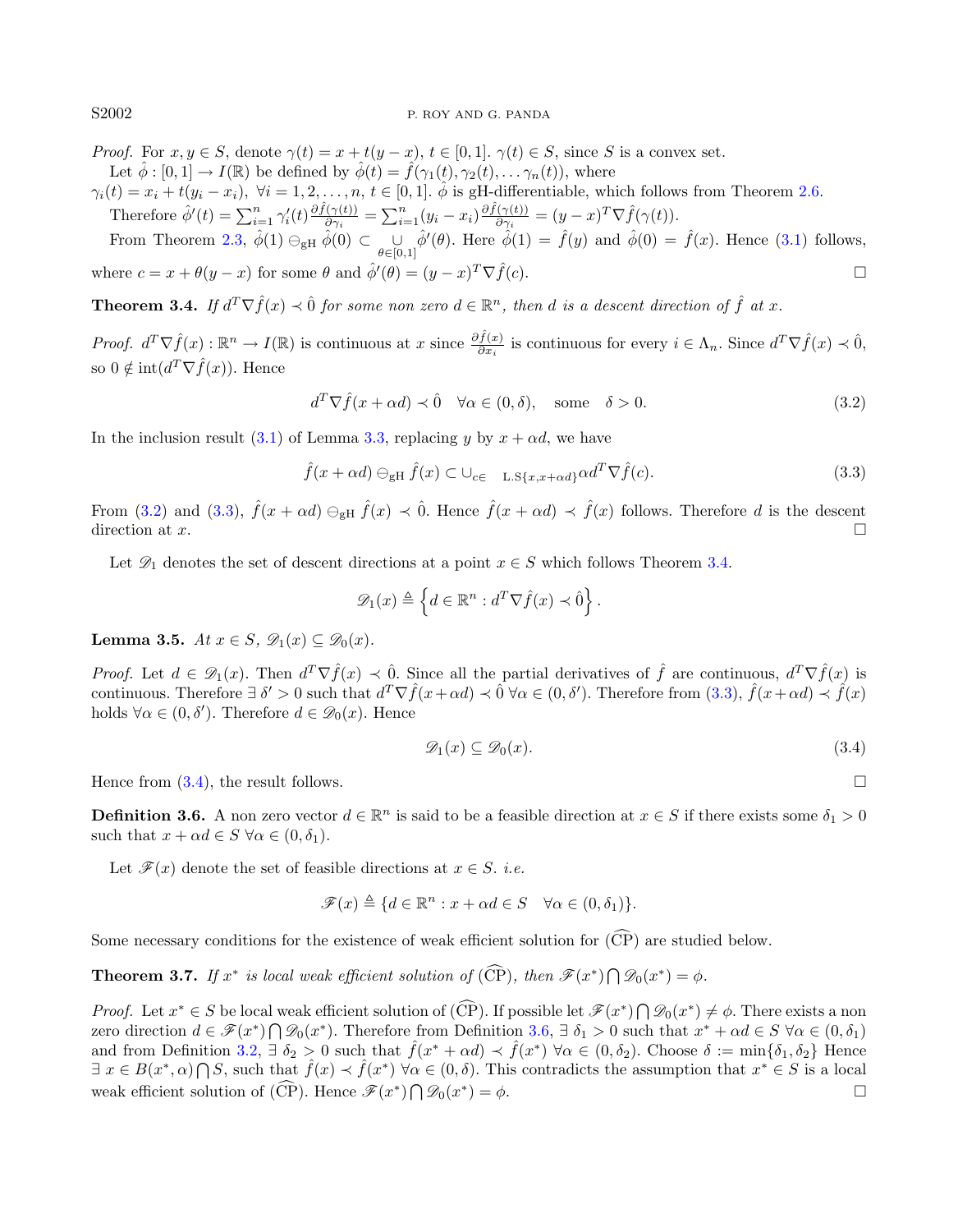*Proof.* For $x, y \in S$, denote $\gamma(t) = x + t(y-x)$, $t \in [0,1]$. $\gamma(t) \in S$, since $S$ is a convex set.

Let $\hat{\phi} : [0,1] \to I(\mathbb{R})$ be defined by $\hat{\phi}(t) = \hat{f}(\gamma_1(t), \gamma_2(t), \dots \gamma_n(t))$, where $\gamma_i(t) = x_i + t(y_i - x_i)$, $\forall i = 1, 2, \dots, n$, $t \in [0,1]$. $\hat{\phi}$ is gH-differentiable, which follows from Theorem 2.6.

Therefore $\hat{\phi}'(t) = \sum_{i=1}^{n} \gamma_i'(t) \frac{\partial \hat{f}(\gamma(t))}{\partial \gamma_i} = \sum_{i=1}^{n} (y_i - x_i) \frac{\partial \hat{f}(\gamma(t))}{\partial \gamma_i} = (y-x)^T \nabla \hat{f}(\gamma(t))$.

From Theorem 2.3, $\hat{\phi}(1) \ominus_{\text{gH}} \hat{\phi}(0) \subset \underset{\theta \in [0,1]}{\cup} \hat{\phi}'(\theta)$. Here $\hat{\phi}(1) = \hat{f}(y)$ and $\hat{\phi}(0) = \hat{f}(x)$. Hence (3.1) follows, where $c = x + \theta(y-x)$ for some $\theta$ and $\hat{\phi}'(\theta) = (y-x)^T \nabla \hat{f}(c)$. $\square$

**Theorem 3.4.** *If $d^T \nabla \hat{f}(x) \prec \hat{0}$ for some non zero $d \in \mathbb{R}^n$, then $d$ is a descent direction of $\hat{f}$ at $x$.*

*Proof.* $d^T \nabla \hat{f}(x) : \mathbb{R}^n \to I(\mathbb{R})$ is continuous at $x$ since $\frac{\partial \hat{f}(x)}{\partial x_i}$ is continuous for every $i \in \Lambda_n$. Since $d^T \nabla \hat{f}(x) \prec \hat{0}$, so $0 \notin \text{int}(d^T \nabla \hat{f}(x))$. Hence

$$d^T \nabla \hat{f}(x + \alpha d) \prec \hat{0} \quad \forall \alpha \in (0, \delta), \quad \text{some} \quad \delta > 0. \tag{3.2}$$

In the inclusion result (3.1) of Lemma 3.3, replacing $y$ by $x + \alpha d$, we have

$$\hat{f}(x + \alpha d) \ominus_{\text{gH}} \hat{f}(x) \subset \cup_{c \in \text{ L.S}\{x, x+\alpha d\}} \alpha d^T \nabla \hat{f}(c). \tag{3.3}$$

From (3.2) and (3.3), $\hat{f}(x + \alpha d) \ominus_{\text{gH}} \hat{f}(x) \prec \hat{0}$. Hence $\hat{f}(x + \alpha d) \prec \hat{f}(x)$ follows. Therefore $d$ is the descent direction at $x$. $\square$

Let $\mathscr{D}_1$ denotes the set of descent directions at a point $x \in S$ which follows Theorem 3.4.

$$\mathscr{D}_1(x) \triangleq \left\{ d \in \mathbb{R}^n : d^T \nabla \hat{f}(x) \prec \hat{0} \right\}.$$

**Lemma 3.5.** *At $x \in S$, $\mathscr{D}_1(x) \subseteq \mathscr{D}_0(x)$.*

*Proof.* Let $d \in \mathscr{D}_1(x)$. Then $d^T \nabla \hat{f}(x) \prec \hat{0}$. Since all the partial derivatives of $\hat{f}$ are continuous, $d^T \nabla \hat{f}(x)$ is continuous. Therefore $\exists\, \delta' > 0$ such that $d^T \nabla \hat{f}(x + \alpha d) \prec \hat{0}\ \forall \alpha \in (0, \delta')$. Therefore from (3.3), $\hat{f}(x + \alpha d) \prec \hat{f}(x)$ holds $\forall \alpha \in (0, \delta')$. Therefore $d \in \mathscr{D}_0(x)$. Hence

$$\mathscr{D}_1(x) \subseteq \mathscr{D}_0(x). \tag{3.4}$$

Hence from (3.4), the result follows. $\square$

**Definition 3.6.** A non zero vector $d \in \mathbb{R}^n$ is said to be a feasible direction at $x \in S$ if there exists some $\delta_1 > 0$ such that $x + \alpha d \in S\ \forall \alpha \in (0, \delta_1)$.

Let $\mathscr{F}(x)$ denote the set of feasible directions at $x \in S$. *i.e.*

$$\mathscr{F}(x) \triangleq \{ d \in \mathbb{R}^n : x + \alpha d \in S \quad \forall \alpha \in (0, \delta_1) \}.$$

Some necessary conditions for the existence of weak efficient solution for $(\widehat{\text{CP}})$ are studied below.

**Theorem 3.7.** *If $x^*$ is local weak efficient solution of $(\widehat{\text{CP}})$, then $\mathscr{F}(x^*) \bigcap \mathscr{D}_0(x^*) = \phi$.*

*Proof.* Let $x^* \in S$ be local weak efficient solution of $(\widehat{\text{CP}})$. If possible let $\mathscr{F}(x^*) \bigcap \mathscr{D}_0(x^*) \neq \phi$. There exists a non zero direction $d \in \mathscr{F}(x^*) \bigcap \mathscr{D}_0(x^*)$. Therefore from Definition 3.6, $\exists\, \delta_1 > 0$ such that $x^* + \alpha d \in S\ \forall \alpha \in (0, \delta_1)$ and from Definition 3.2, $\exists\, \delta_2 > 0$ such that $\hat{f}(x^* + \alpha d) \prec \hat{f}(x^*)\ \forall \alpha \in (0, \delta_2)$. Choose $\delta := \min\{\delta_1, \delta_2\}$ Hence $\exists\, x \in B(x^*, \alpha) \bigcap S$, such that $\hat{f}(x) \prec \hat{f}(x^*)\ \forall \alpha \in (0, \delta)$. This contradicts the assumption that $x^* \in S$ is a local weak efficient solution of $(\widehat{\text{CP}})$. Hence $\mathscr{F}(x^*) \bigcap \mathscr{D}_0(x^*) = \phi$. $\square$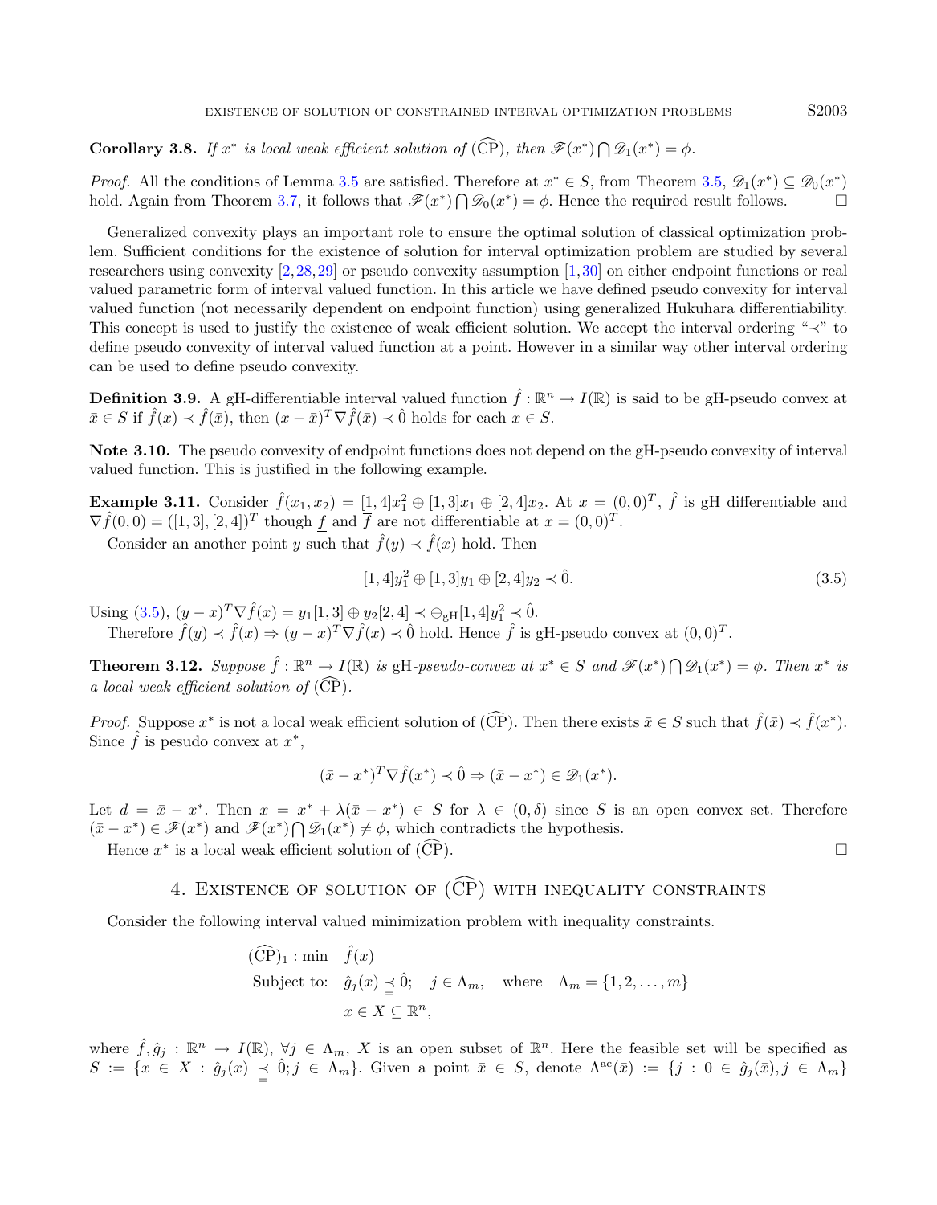**Corollary 3.8.** *If $x^*$ is local weak efficient solution of $(\widehat{\text{CP}})$, then $\mathscr{F}(x^*) \bigcap \mathscr{D}_1(x^*) = \phi$.*

*Proof.* All the conditions of Lemma 3.5 are satisfied. Therefore at $x^* \in S$, from Theorem 3.5, $\mathscr{D}_1(x^*) \subseteq \mathscr{D}_0(x^*)$ hold. Again from Theorem 3.7, it follows that $\mathscr{F}(x^*) \bigcap \mathscr{D}_0(x^*) = \phi$. Hence the required result follows. $\square$

Generalized convexity plays an important role to ensure the optimal solution of classical optimization problem. Sufficient conditions for the existence of solution for interval optimization problem are studied by several researchers using convexity [2,28,29] or pseudo convexity assumption [1,30] on either endpoint functions or real valued parametric form of interval valued function. In this article we have defined pseudo convexity for interval valued function (not necessarily dependent on endpoint function) using generalized Hukuhara differentiability. This concept is used to justify the existence of weak efficient solution. We accept the interval ordering "$\prec$" to define pseudo convexity of interval valued function at a point. However in a similar way other interval ordering can be used to define pseudo convexity.

**Definition 3.9.** A gH-differentiable interval valued function $\hat{f} : \mathbb{R}^n \to I(\mathbb{R})$ is said to be gH-pseudo convex at $\bar{x} \in S$ if $\hat{f}(x) \prec \hat{f}(\bar{x})$, then $(x - \bar{x})^T \nabla \hat{f}(\bar{x}) \prec \hat{0}$ holds for each $x \in S$.

**Note 3.10.** The pseudo convexity of endpoint functions does not depend on the gH-pseudo convexity of interval valued function. This is justified in the following example.

**Example 3.11.** Consider $\hat{f}(x_1, x_2) = [1, 4]x_1^2 \oplus [1, 3]x_1 \oplus [2, 4]x_2$. At $x = (0, 0)^T$, $\hat{f}$ is gH differentiable and $\nabla \hat{f}(0, 0) = ([1, 3], [2, 4])^T$ though $\underline{f}$ and $\overline{f}$ are not differentiable at $x = (0, 0)^T$.

Consider an another point $y$ such that $\hat{f}(y) \prec \hat{f}(x)$ hold. Then

$$[1, 4]y_1^2 \oplus [1, 3]y_1 \oplus [2, 4]y_2 \prec \hat{0}. \tag{3.5}$$

Using (3.5), $(y - x)^T \nabla \hat{f}(x) = y_1[1, 3] \oplus y_2[2, 4] \prec \ominus_{\text{gH}} [1, 4]y_1^2 \prec \hat{0}$.

Therefore $\hat{f}(y) \prec \hat{f}(x) \Rightarrow (y - x)^T \nabla \hat{f}(x) \prec \hat{0}$ hold. Hence $\hat{f}$ is gH-pseudo convex at $(0, 0)^T$.

**Theorem 3.12.** *Suppose $\hat{f} : \mathbb{R}^n \to I(\mathbb{R})$ is gH-pseudo-convex at $x^* \in S$ and $\mathscr{F}(x^*) \bigcap \mathscr{D}_1(x^*) = \phi$. Then $x^*$ is a local weak efficient solution of $(\widehat{\text{CP}})$.*

*Proof.* Suppose $x^*$ is not a local weak efficient solution of $(\widehat{\text{CP}})$. Then there exists $\bar{x} \in S$ such that $\hat{f}(\bar{x}) \prec \hat{f}(x^*)$. Since $\hat{f}$ is pesudo convex at $x^*$,

$$(\bar{x} - x^*)^T \nabla \hat{f}(x^*) \prec \hat{0} \Rightarrow (\bar{x} - x^*) \in \mathscr{D}_1(x^*).$$

Let $d = \bar{x} - x^*$. Then $x = x^* + \lambda(\bar{x} - x^*) \in S$ for $\lambda \in (0, \delta)$ since $S$ is an open convex set. Therefore $(\bar{x} - x^*) \in \mathscr{F}(x^*)$ and $\mathscr{F}(x^*) \bigcap \mathscr{D}_1(x^*) \neq \phi$, which contradicts the hypothesis.

Hence $x^*$ is a local weak efficient solution of $(\widehat{\text{CP}})$. $\square$

## 4. Existence of solution of $(\widehat{\text{CP}})$ with inequality constraints

Consider the following interval valued minimization problem with inequality constraints.

$$\begin{aligned}
(\widehat{\text{CP}})_1 : \min \quad & \hat{f}(x) \\
\text{Subject to:} \quad & \hat{g}_j(x) \preceq \hat{0}; \quad j \in \Lambda_m, \quad \text{where} \quad \Lambda_m = \{1, 2, \ldots, m\} \\
& x \in X \subseteq \mathbb{R}^n,
\end{aligned}$$

where $\hat{f}, \hat{g}_j : \mathbb{R}^n \to I(\mathbb{R})$, $\forall j \in \Lambda_m$, $X$ is an open subset of $\mathbb{R}^n$. Here the feasible set will be specified as $S := \{x \in X : \hat{g}_j(x) \preceq \hat{0}; j \in \Lambda_m\}$. Given a point $\bar{x} \in S$, denote $\Lambda^{\text{ac}}(\bar{x}) := \{j : 0 \in \hat{g}_j(\bar{x}), j \in \Lambda_m\}$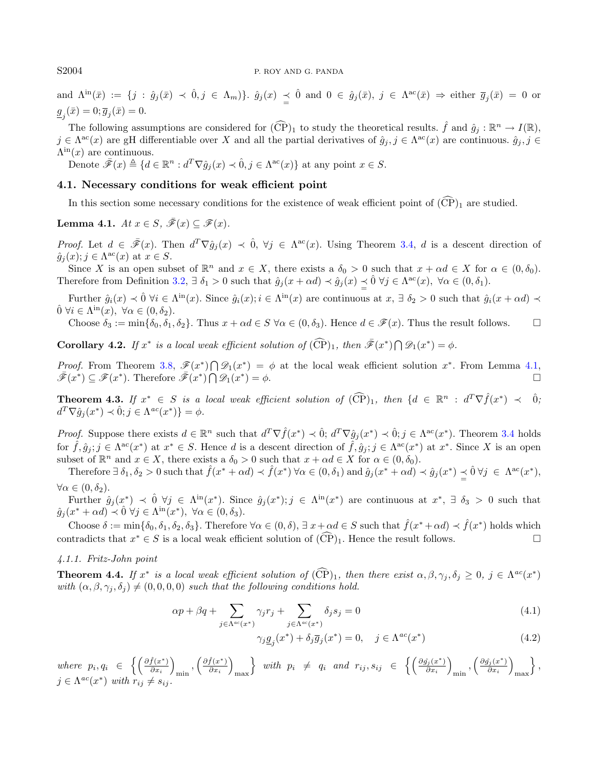and $\Lambda^{\text{in}}(\bar{x}) := \{j : \hat{g}_j(\bar{x}) \prec \hat{0}, j \in \Lambda_m)\}$. $\hat{g}_j(x) \underset{=}{\prec} \hat{0}$ and $0 \in \hat{g}_j(\bar{x})$, $j \in \Lambda^{\text{ac}}(\bar{x}) \Rightarrow$ either $\overline{g}_j(\bar{x}) = 0$ or $\underline{g}_j(\bar{x}) = 0; \overline{g}_j(\bar{x}) = 0$.

The following assumptions are considered for $(\widehat{\text{CP}})_1$ to study the theoretical results. $\hat{f}$ and $\hat{g}_j : \mathbb{R}^n \to I(\mathbb{R})$, $j \in \Lambda^{\text{ac}}(x)$ are gH differentiable over $X$ and all the partial derivatives of $\hat{g}_j, j \in \Lambda^{\text{ac}}(x)$ are continuous. $\hat{g}_j, j \in \Lambda^{\text{in}}(x)$ are continuous.

Denote $\bar{\mathscr{F}}(x) \triangleq \{d \in \mathbb{R}^n : d^T \nabla \hat{g}_j(x) \prec \hat{0}, j \in \Lambda^{\text{ac}}(x)\}$ at any point $x \in S$.

### 4.1. Necessary conditions for weak efficient point

In this section some necessary conditions for the existence of weak efficient point of $(\widehat{\text{CP}})_1$ are studied.

**Lemma 4.1.** *At $x \in S$, $\bar{\mathscr{F}}(x) \subseteq \mathscr{F}(x)$.*

*Proof.* Let $d \in \bar{\mathscr{F}}(x)$. Then $d^T \nabla \hat{g}_j(x) \prec \hat{0}$, $\forall j \in \Lambda^{\text{ac}}(x)$. Using Theorem 3.4, $d$ is a descent direction of $\hat{g}_j(x); j \in \Lambda^{\text{ac}}(x)$ at $x \in S$.

Since $X$ is an open subset of $\mathbb{R}^n$ and $x \in X$, there exists a $\delta_0 > 0$ such that $x + \alpha d \in X$ for $\alpha \in (0, \delta_0)$. Therefore from Definition 3.2, $\exists$ $\delta_1 > 0$ such that $\hat{g}_j(x + \alpha d) \prec \hat{g}_j(x) \underset{=}{\prec} \hat{0}$ $\forall j \in \Lambda^{\text{ac}}(x)$, $\forall \alpha \in (0, \delta_1)$.

Further $\hat{g}_i(x) \prec \hat{0}$ $\forall i \in \Lambda^{\text{in}}(x)$. Since $\hat{g}_i(x); i \in \Lambda^{\text{in}}(x)$ are continuous at $x$, $\exists$ $\delta_2 > 0$ such that $\hat{g}_i(x + \alpha d) \prec \hat{0}$ $\forall i \in \Lambda^{\text{in}}(x)$, $\forall \alpha \in (0, \delta_2)$.

Choose $\delta_3 := \min\{\delta_0, \delta_1, \delta_2\}$. Thus $x + \alpha d \in S$ $\forall \alpha \in (0, \delta_3)$. Hence $d \in \mathscr{F}(x)$. Thus the result follows. $\square$

**Corollary 4.2.** *If $x^*$ is a local weak efficient solution of $(\widehat{\text{CP}})_1$, then $\bar{\mathscr{F}}(x^*) \bigcap \mathscr{D}_1(x^*) = \phi$.*

*Proof.* From Theorem 3.8, $\mathscr{F}(x^*) \bigcap \mathscr{D}_1(x^*) = \phi$ at the local weak efficient solution $x^*$. From Lemma 4.1, $\bar{\mathscr{F}}(x^*) \subseteq \mathscr{F}(x^*)$. Therefore $\bar{\mathscr{F}}(x^*) \bigcap \mathscr{D}_1(x^*) = \phi$. $\square$

**Theorem 4.3.** *If $x^* \in S$ is a local weak efficient solution of $(\widehat{\text{CP}})_1$, then $\{d \in \mathbb{R}^n : d^T \nabla \hat{f}(x^*) \prec \hat{0}; d^T \nabla \hat{g}_j(x^*) \prec \hat{0}; j \in \Lambda^{ac}(x^*)\} = \phi$.*

*Proof.* Suppose there exists $d \in \mathbb{R}^n$ such that $d^T \nabla \hat{f}(x^*) \prec \hat{0}$; $d^T \nabla \hat{g}_j(x^*) \prec \hat{0}; j \in \Lambda^{\text{ac}}(x^*)$. Theorem 3.4 holds for $\hat{f}, \hat{g}_j; j \in \Lambda^{\text{ac}}(x^*)$ at $x^* \in S$. Hence $d$ is a descent direction of $\hat{f}, \hat{g}_j; j \in \Lambda^{\text{ac}}(x^*)$ at $x^*$. Since $X$ is an open subset of $\mathbb{R}^n$ and $x \in X$, there exists a $\delta_0 > 0$ such that $x + \alpha d \in X$ for $\alpha \in (0, \delta_0)$.

Therefore $\exists$ $\delta_1, \delta_2 > 0$ such that $\hat{f}(x^* + \alpha d) \prec \hat{f}(x^*)$ $\forall \alpha \in (0, \delta_1)$ and $\hat{g}_j(x^* + \alpha d) \prec \hat{g}_j(x^*) \underset{=}{\prec} \hat{0}$ $\forall j \in \Lambda^{\text{ac}}(x^*)$, $\forall \alpha \in (0, \delta_2)$.

Further $\hat{g}_j(x^*) \prec \hat{0}$ $\forall j \in \Lambda^{\text{in}}(x^*)$. Since $\hat{g}_j(x^*); j \in \Lambda^{\text{in}}(x^*)$ are continuous at $x^*$, $\exists$ $\delta_3 > 0$ such that $\hat{g}_j(x^* + \alpha d) \prec \hat{0}$ $\forall j \in \Lambda^{\text{in}}(x^*)$, $\forall \alpha \in (0, \delta_3)$.

Choose $\delta := \min\{\delta_0, \delta_1, \delta_2, \delta_3\}$. Therefore $\forall \alpha \in (0, \delta)$, $\exists$ $x + \alpha d \in S$ such that $\hat{f}(x^* + \alpha d) \prec \hat{f}(x^*)$ holds which contradicts that $x^* \in S$ is a local weak efficient solution of $(\widehat{\text{CP}})_1$. Hence the result follows. $\square$

#### 4.1.1. Fritz-John point

**Theorem 4.4.** *If $x^*$ is a local weak efficient solution of $(\widehat{\text{CP}})_1$, then there exist $\alpha, \beta, \gamma_j, \delta_j \geq 0$, $j \in \Lambda^{ac}(x^*)$ with $(\alpha, \beta, \gamma_j, \delta_j) \neq (0, 0, 0, 0)$ such that the following conditions hold.*

$$\alpha p + \beta q + \sum_{j \in \Lambda^{ac}(x^*)} \gamma_j r_j + \sum_{j \in \Lambda^{ac}(x^*)} \delta_j s_j = 0 \tag{4.1}$$

$$\gamma_j \underline{g}_j(x^*) + \delta_j \overline{g}_j(x^*) = 0, \quad j \in \Lambda^{ac}(x^*) \tag{4.2}$$

*where $p_i, q_i \in \left\{ \left(\frac{\partial \hat{f}(x^*)}{\partial x_i}\right)_{\min}, \left(\frac{\partial \hat{f}(x^*)}{\partial x_i}\right)_{\max} \right\}$ with $p_i \neq q_i$ and $r_{ij}, s_{ij} \in \left\{ \left(\frac{\partial \hat{g}_j(x^*)}{\partial x_i}\right)_{\min}, \left(\frac{\partial \hat{g}_j(x^*)}{\partial x_i}\right)_{\max} \right\}$, $j \in \Lambda^{ac}(x^*)$ with $r_{ij} \neq s_{ij}$.*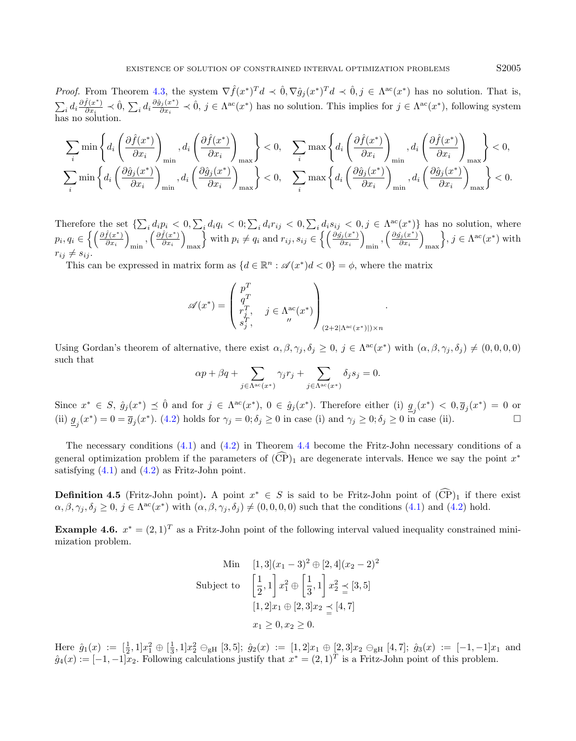*Proof.* From Theorem 4.3, the system $\nabla \hat{f}(x^*)^T d \prec \hat{0}, \nabla \hat{g}_j(x^*)^T d \prec \hat{0}, j \in \Lambda^{\mathrm{ac}}(x^*)$ has no solution. That is, $\sum_i d_i \frac{\partial \hat{f}(x^*)}{\partial x_i} \prec \hat{0}$, $\sum_i d_i \frac{\partial \hat{g}_j(x^*)}{\partial x_i} \prec \hat{0}$, $j \in \Lambda^{\mathrm{ac}}(x^*)$ has no solution. This implies for $j \in \Lambda^{\mathrm{ac}}(x^*)$, following system has no solution.

$$\sum_i \min\left\{ d_i \left(\frac{\partial \hat{f}(x^*)}{\partial x_i}\right)_{\min}, d_i \left(\frac{\partial \hat{f}(x^*)}{\partial x_i}\right)_{\max} \right\} < 0, \quad \sum_i \max\left\{ d_i \left(\frac{\partial \hat{f}(x^*)}{\partial x_i}\right)_{\min}, d_i \left(\frac{\partial \hat{f}(x^*)}{\partial x_i}\right)_{\max} \right\} < 0,$$
$$\sum_i \min\left\{ d_i \left(\frac{\partial \hat{g}_j(x^*)}{\partial x_i}\right)_{\min}, d_i \left(\frac{\partial \hat{g}_j(x^*)}{\partial x_i}\right)_{\max} \right\} < 0, \quad \sum_i \max\left\{ d_i \left(\frac{\partial \hat{g}_j(x^*)}{\partial x_i}\right)_{\min}, d_i \left(\frac{\partial \hat{g}_j(x^*)}{\partial x_i}\right)_{\max} \right\} < 0.$$

Therefore the set $\{\sum_i d_i p_i < 0, \sum_i d_i q_i < 0; \sum_i d_i r_{ij} < 0, \sum_i d_i s_{ij} < 0, j \in \Lambda^{\mathrm{ac}}(x^*)\}$ has no solution, where $p_i, q_i \in \left\{ \left(\frac{\partial \hat{f}(x^*)}{\partial x_i}\right)_{\min}, \left(\frac{\partial \hat{f}(x^*)}{\partial x_i}\right)_{\max} \right\}$ with $p_i \neq q_i$ and $r_{ij}, s_{ij} \in \left\{ \left(\frac{\partial \hat{g}_j(x^*)}{\partial x_i}\right)_{\min}, \left(\frac{\partial \hat{g}_j(x^*)}{\partial x_i}\right)_{\max} \right\}$, $j \in \Lambda^{\mathrm{ac}}(x^*)$ with $r_{ij} \neq s_{ij}$.

This can be expressed in matrix form as $\{d \in \mathbb{R}^n : \mathscr{A}(x^*)d < 0\} = \phi$, where the matrix

$$\mathscr{A}(x^*) = \begin{pmatrix} p^T \\ q^T \\ r_j^T, \quad j \in \Lambda^{\mathrm{ac}}(x^*) \\ s_j^T, \quad\quad '' \end{pmatrix}_{(2+2|\Lambda^{\mathrm{ac}}(x^*)|)\times n}.$$

Using Gordan's theorem of alternative, there exist $\alpha, \beta, \gamma_j, \delta_j \geq 0$, $j \in \Lambda^{\mathrm{ac}}(x^*)$ with $(\alpha, \beta, \gamma_j, \delta_j) \neq (0,0,0,0)$ such that

$$\alpha p + \beta q + \sum_{j \in \Lambda^{\mathrm{ac}}(x^*)} \gamma_j r_j + \sum_{j \in \Lambda^{\mathrm{ac}}(x^*)} \delta_j s_j = 0.$$

Since $x^* \in S$, $\hat{g}_j(x^*) \preceq \hat{0}$ and for $j \in \Lambda^{\mathrm{ac}}(x^*)$, $0 \in \hat{g}_j(x^*)$. Therefore either (i) $\underline{g}_j(x^*) < 0, \overline{g}_j(x^*) = 0$ or (ii) $\underline{g}_j(x^*) = 0 = \overline{g}_j(x^*)$. (4.2) holds for $\gamma_j = 0; \delta_j \geq 0$ in case (i) and $\gamma_j \geq 0; \delta_j \geq 0$ in case (ii). $\square$

The necessary conditions (4.1) and (4.2) in Theorem 4.4 become the Fritz-John necessary conditions of a general optimization problem if the parameters of $(\widehat{\mathrm{CP}})_1$ are degenerate intervals. Hence we say the point $x^*$ satisfying (4.1) and (4.2) as Fritz-John point.

**Definition 4.5** (Fritz-John point)**.** A point $x^* \in S$ is said to be Fritz-John point of $(\widehat{\mathrm{CP}})_1$ if there exist $\alpha, \beta, \gamma_j, \delta_j \geq 0$, $j \in \Lambda^{\mathrm{ac}}(x^*)$ with $(\alpha, \beta, \gamma_j, \delta_j) \neq (0,0,0,0)$ such that the conditions (4.1) and (4.2) hold.

**Example 4.6.** $x^* = (2,1)^T$ as a Fritz-John point of the following interval valued inequality constrained minimization problem.

$$\begin{aligned} \text{Min} \quad & [1,3](x_1-3)^2 \oplus [2,4](x_2-2)^2 \\ \text{Subject to} \quad & \left[\frac{1}{2},1\right] x_1^2 \oplus \left[\frac{1}{3},1\right] x_2^2 \preceq [3,5] \\ & [1,2]x_1 \oplus [2,3]x_2 \preceq [4,7] \\ & x_1 \geq 0, x_2 \geq 0. \end{aligned}$$

Here $\hat{g}_1(x) := [\frac{1}{2},1]x_1^2 \oplus [\frac{1}{3},1]x_2^2 \ominus_{\mathrm{gH}} [3,5]$; $\hat{g}_2(x) := [1,2]x_1 \oplus [2,3]x_2 \ominus_{\mathrm{gH}} [4,7]$; $\hat{g}_3(x) := [-1,-1]x_1$ and $\hat{g}_4(x) := [-1,-1]x_2$. Following calculations justify that $x^* = (2,1)^T$ is a Fritz-John point of this problem.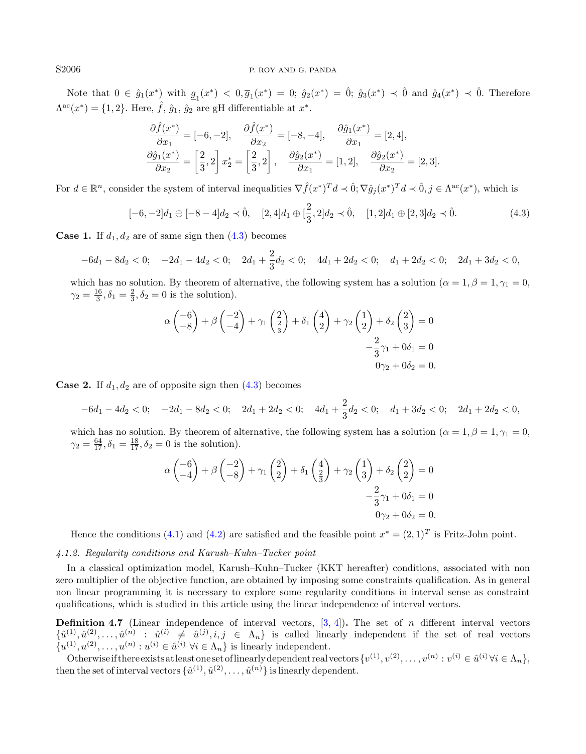Note that $0 \in \hat{g}_1(x^*)$ with $\underline{g}_1(x^*) < 0, \overline{g}_1(x^*) = 0$; $\hat{g}_2(x^*) = \hat{0}$; $\hat{g}_3(x^*) \prec \hat{0}$ and $\hat{g}_4(x^*) \prec \hat{0}$. Therefore $\Lambda^{\rm ac}(x^*) = \{1, 2\}$. Here, $\hat{f}$, $\hat{g}_1$, $\hat{g}_2$ are gH differentiable at $x^*$.

$$
\frac{\partial \hat{f}(x^*)}{\partial x_1} = [-6, -2], \quad \frac{\partial \hat{f}(x^*)}{\partial x_2} = [-8, -4], \quad \frac{\partial \hat{g}_1(x^*)}{\partial x_1} = [2, 4],
$$
$$
\frac{\partial \hat{g}_1(x^*)}{\partial x_2} = \left[\frac{2}{3}, 2\right] x_2^* = \left[\frac{2}{3}, 2\right], \quad \frac{\partial \hat{g}_2(x^*)}{\partial x_1} = [1, 2], \quad \frac{\partial \hat{g}_2(x^*)}{\partial x_2} = [2, 3].
$$

For $d \in \mathbb{R}^n$, consider the system of interval inequalities $\nabla \hat{f}(x^*)^T d \prec \hat{0}; \nabla \hat{g}_j(x^*)^T d \prec \hat{0}, j \in \Lambda^{\rm ac}(x^*)$, which is

$$
[-6, -2]d_1 \oplus [-8 - 4]d_2 \prec \hat{0}, \quad [2, 4]d_1 \oplus [\frac{2}{3}, 2]d_2 \prec \hat{0}, \quad [1, 2]d_1 \oplus [2, 3]d_2 \prec \hat{0}. \tag{4.3}
$$

**Case 1.** If $d_1, d_2$ are of same sign then (4.3) becomes

$$
-6d_1 - 8d_2 < 0; \quad -2d_1 - 4d_2 < 0; \quad 2d_1 + \frac{2}{3}d_2 < 0; \quad 4d_1 + 2d_2 < 0; \quad d_1 + 2d_2 < 0; \quad 2d_1 + 3d_2 < 0,
$$

which has no solution. By theorem of alternative, the following system has a solution ($\alpha = 1, \beta = 1, \gamma_1 = 0$, $\gamma_2 = \frac{16}{3}, \delta_1 = \frac{2}{3}, \delta_2 = 0$ is the solution).

$$
\begin{aligned}
\alpha \begin{pmatrix} -6 \\ -8 \end{pmatrix} + \beta \begin{pmatrix} -2 \\ -4 \end{pmatrix} + \gamma_1 \begin{pmatrix} 2 \\ \frac{2}{3} \end{pmatrix} + \delta_1 \begin{pmatrix} 4 \\ 2 \end{pmatrix} + \gamma_2 \begin{pmatrix} 1 \\ 2 \end{pmatrix} + \delta_2 \begin{pmatrix} 2 \\ 3 \end{pmatrix} &= 0 \\
-\frac{2}{3}\gamma_1 + 0\delta_1 &= 0 \\
0\gamma_2 + 0\delta_2 &= 0.
\end{aligned}
$$

**Case 2.** If $d_1, d_2$ are of opposite sign then (4.3) becomes

$$
-6d_1 - 4d_2 < 0; \quad -2d_1 - 8d_2 < 0; \quad 2d_1 + 2d_2 < 0; \quad 4d_1 + \frac{2}{3}d_2 < 0; \quad d_1 + 3d_2 < 0; \quad 2d_1 + 2d_2 < 0,
$$

which has no solution. By theorem of alternative, the following system has a solution ($\alpha = 1, \beta = 1, \gamma_1 = 0$, $\gamma_2 = \frac{64}{17}, \delta_1 = \frac{18}{17}, \delta_2 = 0$ is the solution).

$$
\begin{aligned}
\alpha \begin{pmatrix} -6 \\ -4 \end{pmatrix} + \beta \begin{pmatrix} -2 \\ -8 \end{pmatrix} + \gamma_1 \begin{pmatrix} 2 \\ 2 \end{pmatrix} + \delta_1 \begin{pmatrix} 4 \\ \frac{2}{3} \end{pmatrix} + \gamma_2 \begin{pmatrix} 1 \\ 3 \end{pmatrix} + \delta_2 \begin{pmatrix} 2 \\ 2 \end{pmatrix} &= 0 \\
-\frac{2}{3}\gamma_1 + 0\delta_1 &= 0 \\
0\gamma_2 + 0\delta_2 &= 0.
\end{aligned}
$$

Hence the conditions (4.1) and (4.2) are satisfied and the feasible point $x^* = (2, 1)^T$ is Fritz-John point.

#### *4.1.2. Regularity conditions and Karush–Kuhn–Tucker point*

In a classical optimization model, Karush–Kuhn–Tucker (KKT hereafter) conditions, associated with non zero multiplier of the objective function, are obtained by imposing some constraints qualification. As in general non linear programming it is necessary to explore some regularity conditions in interval sense as constraint qualifications, which is studied in this article using the linear independence of interval vectors.

**Definition 4.7** (Linear independence of interval vectors, [3, 4])**.** The set of $n$ different interval vectors $\{\hat{u}^{(1)}, \hat{u}^{(2)}, \ldots, \hat{u}^{(n)} : \hat{u}^{(i)} \neq \hat{u}^{(j)}, i, j \in \Lambda_n\}$ is called linearly independent if the set of real vectors $\{u^{(1)}, u^{(2)}, \ldots, u^{(n)} : u^{(i)} \in \hat{u}^{(i)} \ \forall i \in \Lambda_n\}$ is linearly independent.

Otherwise if there exists at least one set of linearly dependent real vectors $\{v^{(1)}, v^{(2)}, \ldots, v^{(n)} : v^{(i)} \in \hat{u}^{(i)} \forall i \in \Lambda_n\}$, then the set of interval vectors $\{\hat{u}^{(1)}, \hat{u}^{(2)}, \ldots, \hat{u}^{(n)}\}$ is linearly dependent.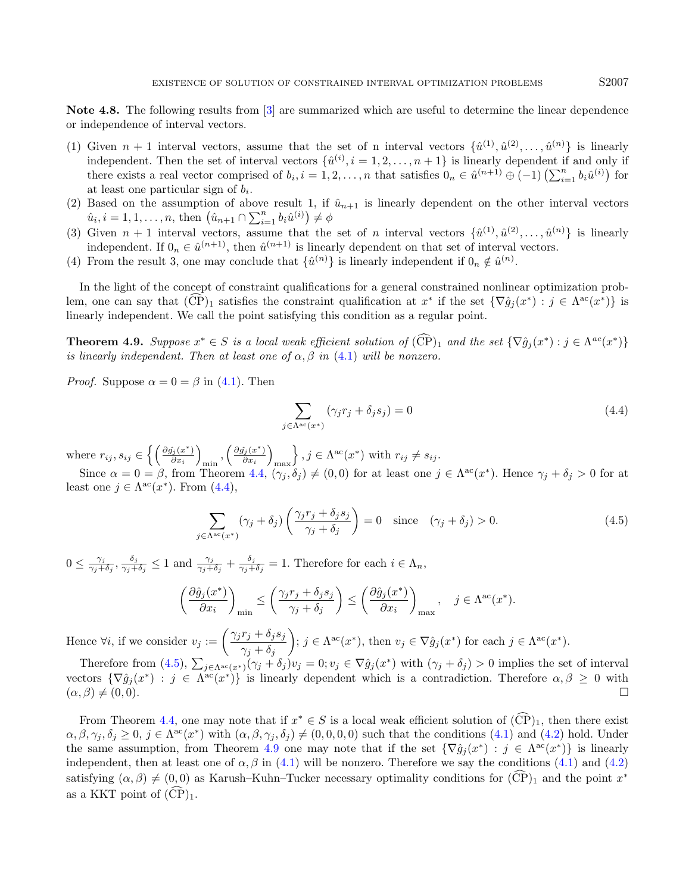**Note 4.8.** The following results from [3] are summarized which are useful to determine the linear dependence or independence of interval vectors.

1. Given $n+1$ interval vectors, assume that the set of n interval vectors $\{\hat{u}^{(1)}, \hat{u}^{(2)}, \ldots, \hat{u}^{(n)}\}$ is linearly independent. Then the set of interval vectors $\{\hat{u}^{(i)}, i = 1, 2, \ldots, n+1\}$ is linearly dependent if and only if there exists a real vector comprised of $b_i, i = 1, 2, \ldots, n$ that satisfies $0_n \in \hat{u}^{(n+1)} \oplus (-1)\left(\sum_{i=1}^{n} b_i \hat{u}^{(i)}\right)$ for at least one particular sign of $b_i$.
2. Based on the assumption of above result 1, if $\hat{u}_{n+1}$ is linearly dependent on the other interval vectors $\hat{u}_i, i = 1, 1, \ldots, n$, then $\left(\hat{u}_{n+1} \cap \sum_{i=1}^{n} b_i \hat{u}^{(i)}\right) \neq \phi$
3. Given $n+1$ interval vectors, assume that the set of $n$ interval vectors $\{\hat{u}^{(1)}, \hat{u}^{(2)}, \ldots, \hat{u}^{(n)}\}$ is linearly independent. If $0_n \in \hat{u}^{(n+1)}$, then $\hat{u}^{(n+1)}$ is linearly dependent on that set of interval vectors.
4. From the result 3, one may conclude that $\{\hat{u}^{(n)}\}$ is linearly independent if $0_n \notin \hat{u}^{(n)}$.

In the light of the concept of constraint qualifications for a general constrained nonlinear optimization problem, one can say that $(\widehat{\text{CP}})_1$ satisfies the constraint qualification at $x^*$ if the set $\{\nabla \hat{g}_j(x^*) : j \in \Lambda^{\text{ac}}(x^*)\}$ is linearly independent. We call the point satisfying this condition as a regular point.

**Theorem 4.9.** *Suppose $x^* \in S$ is a local weak efficient solution of $(\widehat{\text{CP}})_1$ and the set $\{\nabla \hat{g}_j(x^*) : j \in \Lambda^{ac}(x^*)\}$ is linearly independent. Then at least one of $\alpha, \beta$ in (4.1) will be nonzero.*

*Proof.* Suppose $\alpha = 0 = \beta$ in (4.1). Then

$$\sum_{j \in \Lambda^{\text{ac}}(x^*)} (\gamma_j r_j + \delta_j s_j) = 0 \tag{4.4}$$

where $r_{ij}, s_{ij} \in \left\{ \left(\frac{\partial \hat{g}_j(x^*)}{\partial x_i}\right)_{\min}, \left(\frac{\partial \hat{g}_j(x^*)}{\partial x_i}\right)_{\max} \right\}, j \in \Lambda^{\text{ac}}(x^*)$ with $r_{ij} \neq s_{ij}$.

Since $\alpha = 0 = \beta$, from Theorem 4.4, $(\gamma_j, \delta_j) \neq (0, 0)$ for at least one $j \in \Lambda^{\text{ac}}(x^*)$. Hence $\gamma_j + \delta_j > 0$ for at least one $j \in \Lambda^{\text{ac}}(x^*)$. From (4.4),

$$\sum_{j \in \Lambda^{\text{ac}}(x^*)} (\gamma_j + \delta_j) \left( \frac{\gamma_j r_j + \delta_j s_j}{\gamma_j + \delta_j} \right) = 0 \quad \text{since} \quad (\gamma_j + \delta_j) > 0. \tag{4.5}$$

$0 \leq \frac{\gamma_j}{\gamma_j + \delta_j}, \frac{\delta_j}{\gamma_j + \delta_j} \leq 1$ and $\frac{\gamma_j}{\gamma_j + \delta_j} + \frac{\delta_j}{\gamma_j + \delta_j} = 1$. Therefore for each $i \in \Lambda_n$,

$$\left(\frac{\partial \hat{g}_j(x^*)}{\partial x_i}\right)_{\min} \leq \left( \frac{\gamma_j r_j + \delta_j s_j}{\gamma_j + \delta_j} \right) \leq \left(\frac{\partial \hat{g}_j(x^*)}{\partial x_i}\right)_{\max}, \quad j \in \Lambda^{\text{ac}}(x^*).$$

Hence $\forall i$, if we consider $v_j := \left( \frac{\gamma_j r_j + \delta_j s_j}{\gamma_j + \delta_j} \right); j \in \Lambda^{\text{ac}}(x^*)$, then $v_j \in \nabla \hat{g}_j(x^*)$ for each $j \in \Lambda^{\text{ac}}(x^*)$.

Therefore from (4.5), $\sum_{j \in \Lambda^{\text{ac}}(x^*)} (\gamma_j + \delta_j) v_j = 0; v_j \in \nabla \hat{g}_j(x^*)$ with $(\gamma_j + \delta_j) > 0$ implies the set of interval vectors $\{\nabla \hat{g}_j(x^*) : j \in \Lambda^{\text{ac}}(x^*)\}$ is linearly dependent which is a contradiction. Therefore $\alpha, \beta \geq 0$ with $(\alpha, \beta) \neq (0, 0)$. $\square$

From Theorem 4.4, one may note that if $x^* \in S$ is a local weak efficient solution of $(\widehat{\text{CP}})_1$, then there exist $\alpha, \beta, \gamma_j, \delta_j \geq 0$, $j \in \Lambda^{\text{ac}}(x^*)$ with $(\alpha, \beta, \gamma_j, \delta_j) \neq (0, 0, 0, 0)$ such that the conditions (4.1) and (4.2) hold. Under the same assumption, from Theorem 4.9 one may note that if the set $\{\nabla \hat{g}_j(x^*) : j \in \Lambda^{\text{ac}}(x^*)\}$ is linearly independent, then at least one of $\alpha, \beta$ in (4.1) will be nonzero. Therefore we say the conditions (4.1) and (4.2) satisfying $(\alpha, \beta) \neq (0, 0)$ as Karush–Kuhn–Tucker necessary optimality conditions for $(\widehat{\text{CP}})_1$ and the point $x^*$ as a KKT point of $(\widehat{\text{CP}})_1$.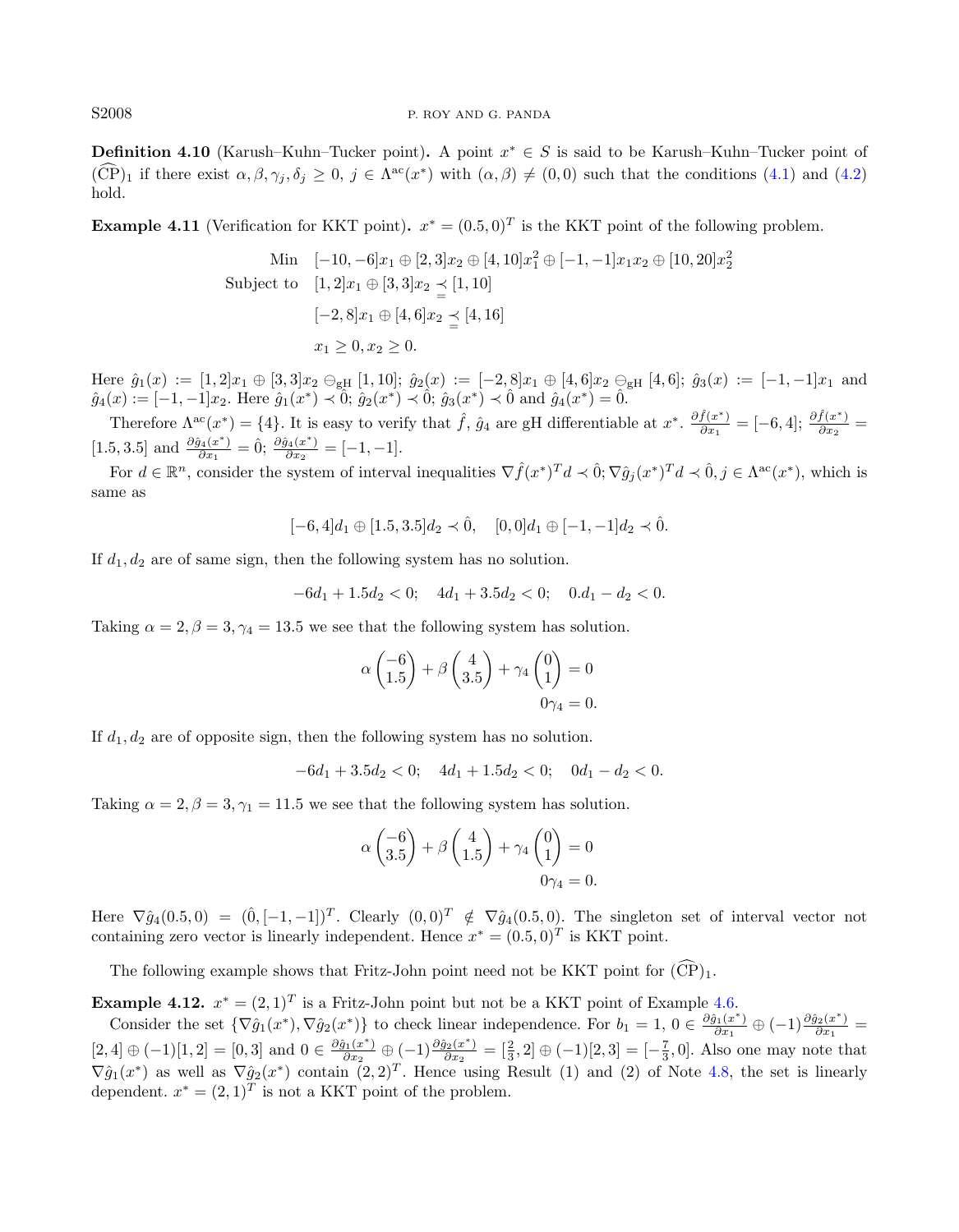**Definition 4.10** (Karush–Kuhn–Tucker point)**.** A point $x^* \in S$ is said to be Karush–Kuhn–Tucker point of $(\widehat{\mathrm{CP}})_1$ if there exist $\alpha, \beta, \gamma_j, \delta_j \geq 0,\ j \in \Lambda^{\mathrm{ac}}(x^*)$ with $(\alpha, \beta) \neq (0, 0)$ such that the conditions (4.1) and (4.2) hold.

**Example 4.11** (Verification for KKT point)**.** $x^* = (0.5, 0)^T$ is the KKT point of the following problem.

$$
\begin{aligned}
\text{Min} \quad & [-10, -6]x_1 \oplus [2, 3]x_2 \oplus [4, 10]x_1^2 \oplus [-1, -1]x_1x_2 \oplus [10, 20]x_2^2 \\
\text{Subject to} \quad & [1, 2]x_1 \oplus [3, 3]x_2 \precneqq [1, 10] \\
& [-2, 8]x_1 \oplus [4, 6]x_2 \precneqq [4, 16] \\
& x_1 \geq 0, x_2 \geq 0.
\end{aligned}
$$

Here $\hat{g}_1(x) := [1, 2]x_1 \oplus [3, 3]x_2 \ominus_{\mathrm{gH}} [1, 10]$; $\hat{g}_2(x) := [-2, 8]x_1 \oplus [4, 6]x_2 \ominus_{\mathrm{gH}} [4, 6]$; $\hat{g}_3(x) := [-1, -1]x_1$ and $\hat{g}_4(x) := [-1, -1]x_2$. Here $\hat{g}_1(x^*) \prec \hat{0}$; $\hat{g}_2(x^*) \prec \hat{0}$; $\hat{g}_3(x^*) \prec \hat{0}$ and $\hat{g}_4(x^*) = \hat{0}$.

Therefore $\Lambda^{\mathrm{ac}}(x^*) = \{4\}$. It is easy to verify that $\hat{f}$, $\hat{g}_4$ are gH differentiable at $x^*$. $\frac{\partial \hat{f}(x^*)}{\partial x_1} = [-6, 4]$; $\frac{\partial \hat{f}(x^*)}{\partial x_2} = [1.5, 3.5]$ and $\frac{\partial \hat{g}_4(x^*)}{\partial x_1} = \hat{0}$; $\frac{\partial \hat{g}_4(x^*)}{\partial x_2} = [-1, -1]$.

For $d \in \mathbb{R}^n$, consider the system of interval inequalities $\nabla \hat{f}(x^*)^T d \prec \hat{0}; \nabla \hat{g}_j(x^*)^T d \prec \hat{0}, j \in \Lambda^{\mathrm{ac}}(x^*)$, which is same as

$$
[-6, 4]d_1 \oplus [1.5, 3.5]d_2 \prec \hat{0}, \quad [0, 0]d_1 \oplus [-1, -1]d_2 \prec \hat{0}.
$$

If $d_1, d_2$ are of same sign, then the following system has no solution.

$$
-6d_1 + 1.5d_2 < 0; \quad 4d_1 + 3.5d_2 < 0; \quad 0.d_1 - d_2 < 0.
$$

Taking $\alpha = 2, \beta = 3, \gamma_4 = 13.5$ we see that the following system has solution.

$$
\begin{aligned}
\alpha \begin{pmatrix} -6 \\ 1.5 \end{pmatrix} + \beta \begin{pmatrix} 4 \\ 3.5 \end{pmatrix} + \gamma_4 \begin{pmatrix} 0 \\ 1 \end{pmatrix} &= 0 \\
0\gamma_4 &= 0.
\end{aligned}
$$

If $d_1, d_2$ are of opposite sign, then the following system has no solution.

$$
-6d_1 + 3.5d_2 < 0; \quad 4d_1 + 1.5d_2 < 0; \quad 0d_1 - d_2 < 0.
$$

Taking $\alpha = 2, \beta = 3, \gamma_1 = 11.5$ we see that the following system has solution.

$$
\begin{aligned}
\alpha \begin{pmatrix} -6 \\ 3.5 \end{pmatrix} + \beta \begin{pmatrix} 4 \\ 1.5 \end{pmatrix} + \gamma_4 \begin{pmatrix} 0 \\ 1 \end{pmatrix} &= 0 \\
0\gamma_4 &= 0.
\end{aligned}
$$

Here $\nabla \hat{g}_4(0.5, 0) = (\hat{0}, [-1, -1])^T$. Clearly $(0, 0)^T \notin \nabla \hat{g}_4(0.5, 0)$. The singleton set of interval vector not containing zero vector is linearly independent. Hence $x^* = (0.5, 0)^T$ is KKT point.

The following example shows that Fritz-John point need not be KKT point for $(\widehat{\mathrm{CP}})_1$.

**Example 4.12.** $x^* = (2, 1)^T$ is a Fritz-John point but not be a KKT point of Example 4.6.

Consider the set $\{\nabla \hat{g}_1(x^*), \nabla \hat{g}_2(x^*)\}$ to check linear independence. For $b_1 = 1$, $0 \in \frac{\partial \hat{g}_1(x^*)}{\partial x_1} \oplus (-1)\frac{\partial \hat{g}_2(x^*)}{\partial x_1} = [2, 4] \oplus (-1)[1, 2] = [0, 3]$ and $0 \in \frac{\partial \hat{g}_1(x^*)}{\partial x_2} \oplus (-1)\frac{\partial \hat{g}_2(x^*)}{\partial x_2} = [\frac{2}{3}, 2] \oplus (-1)[2, 3] = [-\frac{7}{3}, 0]$. Also one may note that $\nabla \hat{g}_1(x^*)$ as well as $\nabla \hat{g}_2(x^*)$ contain $(2, 2)^T$. Hence using Result (1) and (2) of Note 4.8, the set is linearly dependent. $x^* = (2, 1)^T$ is not a KKT point of the problem.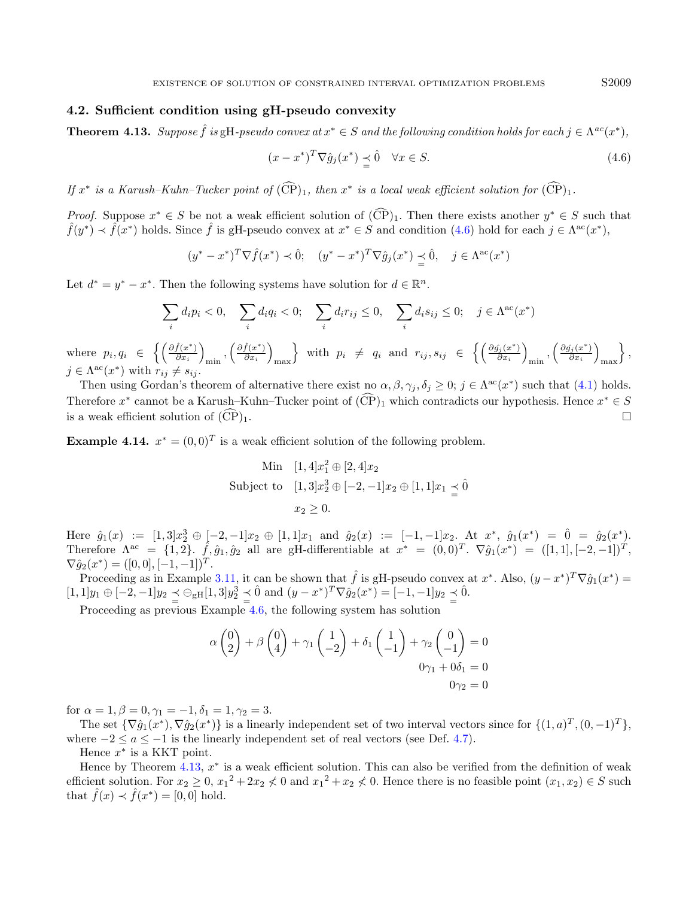### 4.2. Sufficient condition using gH-pseudo convexity

**Theorem 4.13.** *Suppose $\hat{f}$ is* gH*-pseudo convex at $x^* \in S$ and the following condition holds for each $j \in \Lambda^{ac}(x^*)$,*

$$(x - x^*)^T \nabla \hat{g}_j(x^*) \preceq \hat{0} \quad \forall x \in S. \tag{4.6}$$

*If $x^*$ is a Karush–Kuhn–Tucker point of $(\widehat{\mathrm{CP}})_1$, then $x^*$ is a local weak efficient solution for $(\widehat{\mathrm{CP}})_1$.*

*Proof.* Suppose $x^* \in S$ be not a weak efficient solution of $(\widehat{\mathrm{CP}})_1$. Then there exists another $y^* \in S$ such that $\hat{f}(y^*) \prec \hat{f}(x^*)$ holds. Since $\hat{f}$ is gH-pseudo convex at $x^* \in S$ and condition (4.6) hold for each $j \in \Lambda^{\mathrm{ac}}(x^*)$,

$$(y^* - x^*)^T \nabla \hat{f}(x^*) \prec \hat{0}; \quad (y^* - x^*)^T \nabla \hat{g}_j(x^*) \preceq \hat{0}, \quad j \in \Lambda^{\mathrm{ac}}(x^*)$$

Let $d^* = y^* - x^*$. Then the following systems have solution for $d \in \mathbb{R}^n$.

$$\sum_i d_i p_i < 0, \quad \sum_i d_i q_i < 0; \quad \sum_i d_i r_{ij} \leq 0, \quad \sum_i d_i s_{ij} \leq 0; \quad j \in \Lambda^{\mathrm{ac}}(x^*)$$

where $p_i, q_i \in \left\{ \left(\frac{\partial \hat{f}(x^*)}{\partial x_i}\right)_{\min}, \left(\frac{\partial \hat{f}(x^*)}{\partial x_i}\right)_{\max} \right\}$ with $p_i \neq q_i$ and $r_{ij}, s_{ij} \in \left\{ \left(\frac{\partial \hat{g}_j(x^*)}{\partial x_i}\right)_{\min}, \left(\frac{\partial \hat{g}_j(x^*)}{\partial x_i}\right)_{\max} \right\}$, $j \in \Lambda^{\mathrm{ac}}(x^*)$ with $r_{ij} \neq s_{ij}$.

Then using Gordan's theorem of alternative there exist no $\alpha, \beta, \gamma_j, \delta_j \geq 0$; $j \in \Lambda^{\mathrm{ac}}(x^*)$ such that (4.1) holds. Therefore $x^*$ cannot be a Karush–Kuhn–Tucker point of $(\widehat{\mathrm{CP}})_1$ which contradicts our hypothesis. Hence $x^* \in S$ is a weak efficient solution of $(\widehat{\mathrm{CP}})_1$. $\square$

**Example 4.14.** $x^* = (0, 0)^T$ is a weak efficient solution of the following problem.

$$\begin{aligned} \text{Min} \quad & [1,4]x_1^2 \oplus [2,4]x_2 \\ \text{Subject to} \quad & [1,3]x_2^3 \oplus [-2,-1]x_2 \oplus [1,1]x_1 \preceq \hat{0} \\ & x_2 \geq 0. \end{aligned}$$

Here $\hat{g}_1(x) := [1,3]x_2^3 \oplus [-2,-1]x_2 \oplus [1,1]x_1$ and $\hat{g}_2(x) := [-1,-1]x_2$. At $x^*$, $\hat{g}_1(x^*) = \hat{0} = \hat{g}_2(x^*)$. Therefore $\Lambda^{\mathrm{ac}} = \{1, 2\}$. $\hat{f}, \hat{g}_1, \hat{g}_2$ all are gH-differentiable at $x^* = (0,0)^T$. $\nabla \hat{g}_1(x^*) = ([1,1], [-2,-1])^T$, $\nabla \hat{g}_2(x^*) = ([0,0], [-1,-1])^T$.

Proceeding as in Example 3.11, it can be shown that $\hat{f}$ is gH-pseudo convex at $x^*$. Also, $(y - x^*)^T \nabla \hat{g}_1(x^*) = [1,1]y_1 \oplus [-2,-1]y_2 \preceq \ominus_{\mathrm{gH}} [1,3]y_2^3 \preceq \hat{0}$ and $(y - x^*)^T \nabla \hat{g}_2(x^*) = [-1,-1]y_2 \preceq \hat{0}$.

Proceeding as previous Example 4.6, the following system has solution

$$\begin{aligned} \alpha \begin{pmatrix} 0 \\ 2 \end{pmatrix} + \beta \begin{pmatrix} 0 \\ 4 \end{pmatrix} + \gamma_1 \begin{pmatrix} 1 \\ -2 \end{pmatrix} + \delta_1 \begin{pmatrix} 1 \\ -1 \end{pmatrix} + \gamma_2 \begin{pmatrix} 0 \\ -1 \end{pmatrix} &= 0 \\ 0\gamma_1 + 0\delta_1 &= 0 \\ 0\gamma_2 &= 0 \end{aligned}$$

for $\alpha = 1, \beta = 0, \gamma_1 = -1, \delta_1 = 1, \gamma_2 = 3$.

The set $\{\nabla \hat{g}_1(x^*), \nabla \hat{g}_2(x^*)\}$ is a linearly independent set of two interval vectors since for $\{(1, a)^T, (0, -1)^T\}$, where $-2 \leq a \leq -1$ is the linearly independent set of real vectors (see Def. 4.7).

Hence $x^*$ is a KKT point.

Hence by Theorem 4.13, $x^*$ is a weak efficient solution. This can also be verified from the definition of weak efficient solution. For $x_2 \geq 0$, ${x_1}^2 + 2x_2 \not< 0$ and ${x_1}^2 + x_2 \not< 0$. Hence there is no feasible point $(x_1, x_2) \in S$ such that $\hat{f}(x) \prec \hat{f}(x^*) = [0, 0]$ hold.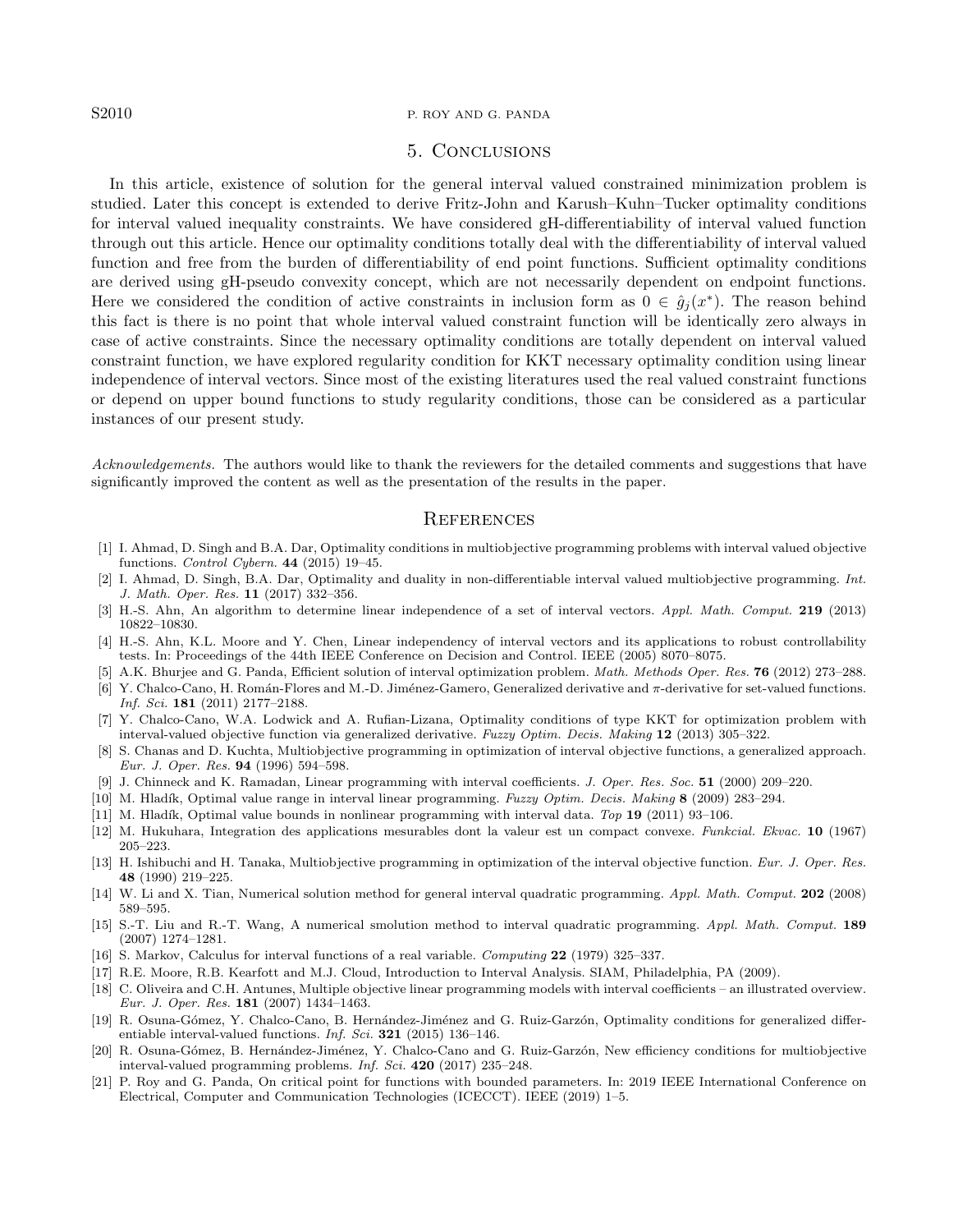## 5. Conclusions

In this article, existence of solution for the general interval valued constrained minimization problem is studied. Later this concept is extended to derive Fritz-John and Karush–Kuhn–Tucker optimality conditions for interval valued inequality constraints. We have considered gH-differentiability of interval valued function through out this article. Hence our optimality conditions totally deal with the differentiability of interval valued function and free from the burden of differentiability of end point functions. Sufficient optimality conditions are derived using gH-pseudo convexity concept, which are not necessarily dependent on endpoint functions. Here we considered the condition of active constraints in inclusion form as $0 \in \hat{g}_j(x^*)$. The reason behind this fact is there is no point that whole interval valued constraint function will be identically zero always in case of active constraints. Since the necessary optimality conditions are totally dependent on interval valued constraint function, we have explored regularity condition for KKT necessary optimality condition using linear independence of interval vectors. Since most of the existing literatures used the real valued constraint functions or depend on upper bound functions to study regularity conditions, those can be considered as a particular instances of our present study.

*Acknowledgements.* The authors would like to thank the reviewers for the detailed comments and suggestions that have significantly improved the content as well as the presentation of the results in the paper.

## References

[1] I. Ahmad, D. Singh and B.A. Dar, Optimality conditions in multiobjective programming problems with interval valued objective functions. *Control Cybern.* **44** (2015) 19–45.

[2] I. Ahmad, D. Singh, B.A. Dar, Optimality and duality in non-differentiable interval valued multiobjective programming. *Int. J. Math. Oper. Res.* **11** (2017) 332–356.

[3] H.-S. Ahn, An algorithm to determine linear independence of a set of interval vectors. *Appl. Math. Comput.* **219** (2013) 10822–10830.

[4] H.-S. Ahn, K.L. Moore and Y. Chen, Linear independency of interval vectors and its applications to robust controllability tests. In: Proceedings of the 44th IEEE Conference on Decision and Control. IEEE (2005) 8070–8075.

[5] A.K. Bhurjee and G. Panda, Efficient solution of interval optimization problem. *Math. Methods Oper. Res.* **76** (2012) 273–288.

[6] Y. Chalco-Cano, H. Román-Flores and M.-D. Jiménez-Gamero, Generalized derivative and π-derivative for set-valued functions. *Inf. Sci.* **181** (2011) 2177–2188.

[7] Y. Chalco-Cano, W.A. Lodwick and A. Rufian-Lizana, Optimality conditions of type KKT for optimization problem with interval-valued objective function via generalized derivative. *Fuzzy Optim. Decis. Making* **12** (2013) 305–322.

[8] S. Chanas and D. Kuchta, Multiobjective programming in optimization of interval objective functions, a generalized approach. *Eur. J. Oper. Res.* **94** (1996) 594–598.

[9] J. Chinneck and K. Ramadan, Linear programming with interval coefficients. *J. Oper. Res. Soc.* **51** (2000) 209–220.

[10] M. Hladík, Optimal value range in interval linear programming. *Fuzzy Optim. Decis. Making* **8** (2009) 283–294.

[11] M. Hladík, Optimal value bounds in nonlinear programming with interval data. *Top* **19** (2011) 93–106.

[12] M. Hukuhara, Integration des applications mesurables dont la valeur est un compact convexe. *Funkcial. Ekvac.* **10** (1967) 205–223.

[13] H. Ishibuchi and H. Tanaka, Multiobjective programming in optimization of the interval objective function. *Eur. J. Oper. Res.* **48** (1990) 219–225.

[14] W. Li and X. Tian, Numerical solution method for general interval quadratic programming. *Appl. Math. Comput.* **202** (2008) 589–595.

[15] S.-T. Liu and R.-T. Wang, A numerical smolution method to interval quadratic programming. *Appl. Math. Comput.* **189** (2007) 1274–1281.

[16] S. Markov, Calculus for interval functions of a real variable. *Computing* **22** (1979) 325–337.

[17] R.E. Moore, R.B. Kearfott and M.J. Cloud, Introduction to Interval Analysis. SIAM, Philadelphia, PA (2009).

[18] C. Oliveira and C.H. Antunes, Multiple objective linear programming models with interval coefficients – an illustrated overview. *Eur. J. Oper. Res.* **181** (2007) 1434–1463.

[19] R. Osuna-Gómez, Y. Chalco-Cano, B. Hernández-Jiménez and G. Ruiz-Garzón, Optimality conditions for generalized differentiable interval-valued functions. *Inf. Sci.* **321** (2015) 136–146.

[20] R. Osuna-Gómez, B. Hernández-Jiménez, Y. Chalco-Cano and G. Ruiz-Garzón, New efficiency conditions for multiobjective interval-valued programming problems. *Inf. Sci.* **420** (2017) 235–248.

[21] P. Roy and G. Panda, On critical point for functions with bounded parameters. In: 2019 IEEE International Conference on Electrical, Computer and Communication Technologies (ICECCT). IEEE (2019) 1–5.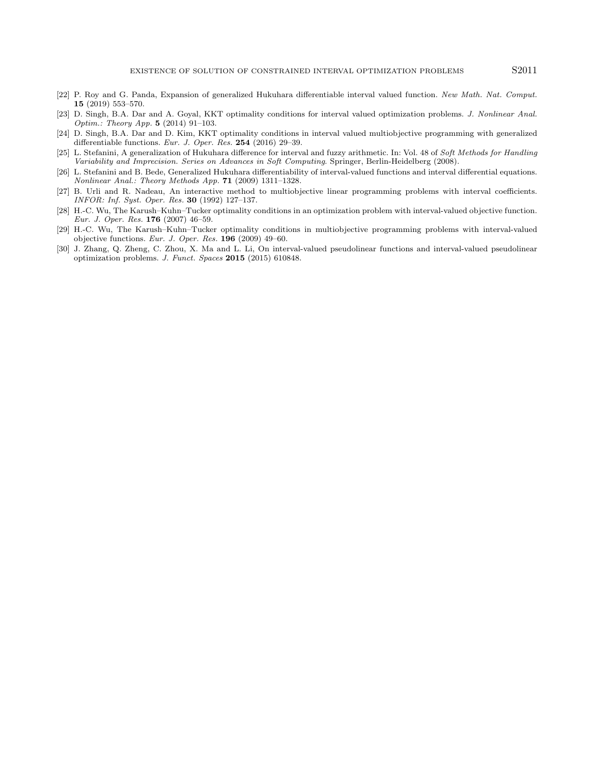[22] P. Roy and G. Panda, Expansion of generalized Hukuhara differentiable interval valued function. *New Math. Nat. Comput.* **15** (2019) 553–570.

[23] D. Singh, B.A. Dar and A. Goyal, KKT optimality conditions for interval valued optimization problems. *J. Nonlinear Anal. Optim.: Theory App.* **5** (2014) 91–103.

[24] D. Singh, B.A. Dar and D. Kim, KKT optimality conditions in interval valued multiobjective programming with generalized differentiable functions. *Eur. J. Oper. Res.* **254** (2016) 29–39.

[25] L. Stefanini, A generalization of Hukuhara difference for interval and fuzzy arithmetic. In: Vol. 48 of *Soft Methods for Handling Variability and Imprecision. Series on Advances in Soft Computing*. Springer, Berlin-Heidelberg (2008).

[26] L. Stefanini and B. Bede, Generalized Hukuhara differentiability of interval-valued functions and interval differential equations. *Nonlinear Anal.: Theory Methods App.* **71** (2009) 1311–1328.

[27] B. Urli and R. Nadeau, An interactive method to multiobjective linear programming problems with interval coefficients. *INFOR: Inf. Syst. Oper. Res.* **30** (1992) 127–137.

[28] H.-C. Wu, The Karush–Kuhn–Tucker optimality conditions in an optimization problem with interval-valued objective function. *Eur. J. Oper. Res.* **176** (2007) 46–59.

[29] H.-C. Wu, The Karush–Kuhn–Tucker optimality conditions in multiobjective programming problems with interval-valued objective functions. *Eur. J. Oper. Res.* **196** (2009) 49–60.

[30] J. Zhang, Q. Zheng, C. Zhou, X. Ma and L. Li, On interval-valued pseudolinear functions and interval-valued pseudolinear optimization problems. *J. Funct. Spaces* **2015** (2015) 610848.